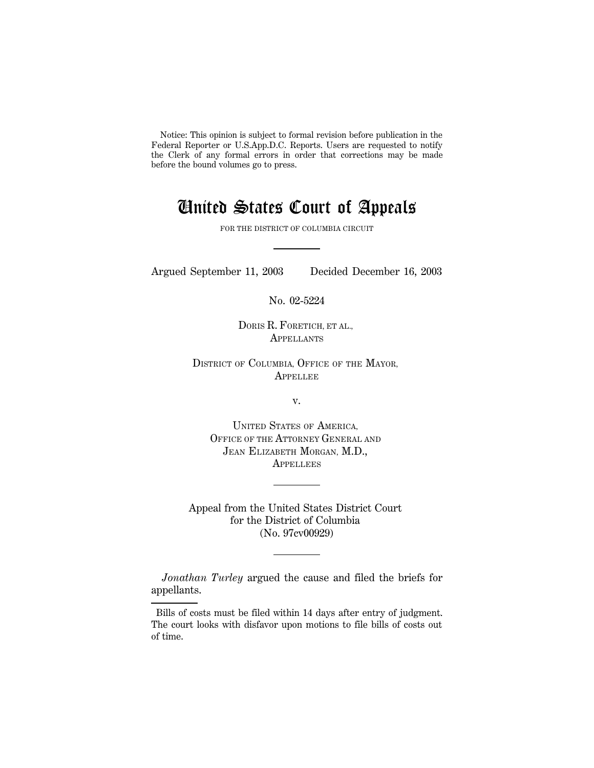Notice: This opinion is subject to formal revision before publication in the Federal Reporter or U.S.App.D.C. Reports. Users are requested to notify the Clerk of any formal errors in order that corrections may be made before the bound volumes go to press.

# United States Court of Appeals

FOR THE DISTRICT OF COLUMBIA CIRCUIT

Argued September 11, 2003 Decided December 16, 2003

No. 02-5224

DORIS R. FORETICH, ET AL.,
APPELLANTS

DISTRICT OF COLUMBIA, OFFICE OF THE MAYOR,
APPELLEE

v.

UNITED STATES OF AMERICA,
OFFICE OF THE ATTORNEY GENERAL AND
JEAN ELIZABETH MORGAN, M.D.,
APPELLEES

Appeal from the United States District Court
for the District of Columbia
(No. 97cv00929)

*Jonathan Turley* argued the cause and filed the briefs for appellants.

Bills of costs must be filed within 14 days after entry of judgment. The court looks with disfavor upon motions to file bills of costs out of time.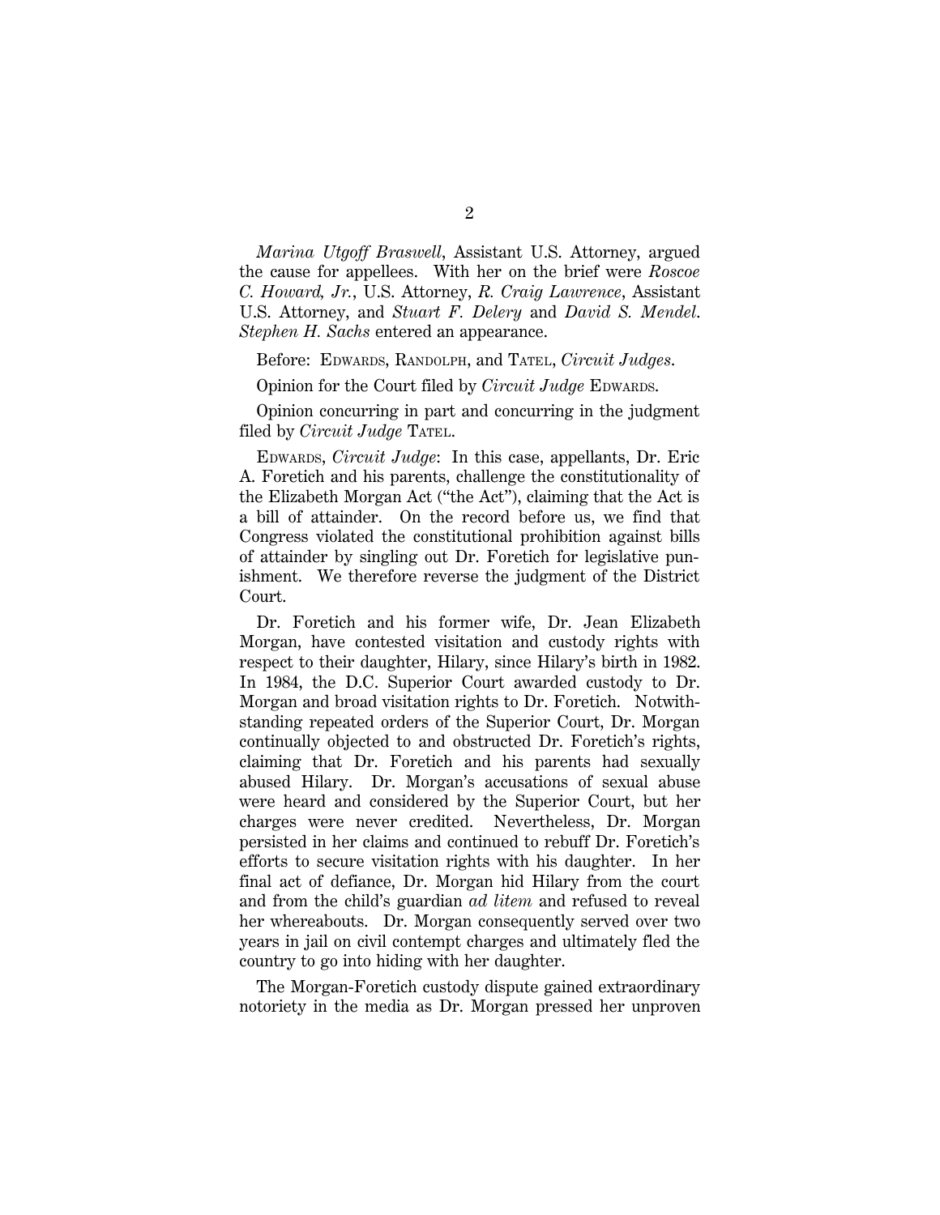*Marina Utgoff Braswell*, Assistant U.S. Attorney, argued the cause for appellees. With her on the brief were *Roscoe C. Howard, Jr.*, U.S. Attorney, *R. Craig Lawrence*, Assistant U.S. Attorney, and *Stuart F. Delery* and *David S. Mendel*. *Stephen H. Sachs* entered an appearance.

Before: EDWARDS, RANDOLPH, and TATEL, *Circuit Judges*.

Opinion for the Court filed by *Circuit Judge* EDWARDS.

Opinion concurring in part and concurring in the judgment filed by *Circuit Judge* TATEL.

EDWARDS, *Circuit Judge*: In this case, appellants, Dr. Eric A. Foretich and his parents, challenge the constitutionality of the Elizabeth Morgan Act ("the Act"), claiming that the Act is a bill of attainder. On the record before us, we find that Congress violated the constitutional prohibition against bills of attainder by singling out Dr. Foretich for legislative punishment. We therefore reverse the judgment of the District Court.

Dr. Foretich and his former wife, Dr. Jean Elizabeth Morgan, have contested visitation and custody rights with respect to their daughter, Hilary, since Hilary's birth in 1982. In 1984, the D.C. Superior Court awarded custody to Dr. Morgan and broad visitation rights to Dr. Foretich. Notwithstanding repeated orders of the Superior Court, Dr. Morgan continually objected to and obstructed Dr. Foretich's rights, claiming that Dr. Foretich and his parents had sexually abused Hilary. Dr. Morgan's accusations of sexual abuse were heard and considered by the Superior Court, but her charges were never credited. Nevertheless, Dr. Morgan persisted in her claims and continued to rebuff Dr. Foretich's efforts to secure visitation rights with his daughter. In her final act of defiance, Dr. Morgan hid Hilary from the court and from the child's guardian *ad litem* and refused to reveal her whereabouts. Dr. Morgan consequently served over two years in jail on civil contempt charges and ultimately fled the country to go into hiding with her daughter.

The Morgan-Foretich custody dispute gained extraordinary notoriety in the media as Dr. Morgan pressed her unproven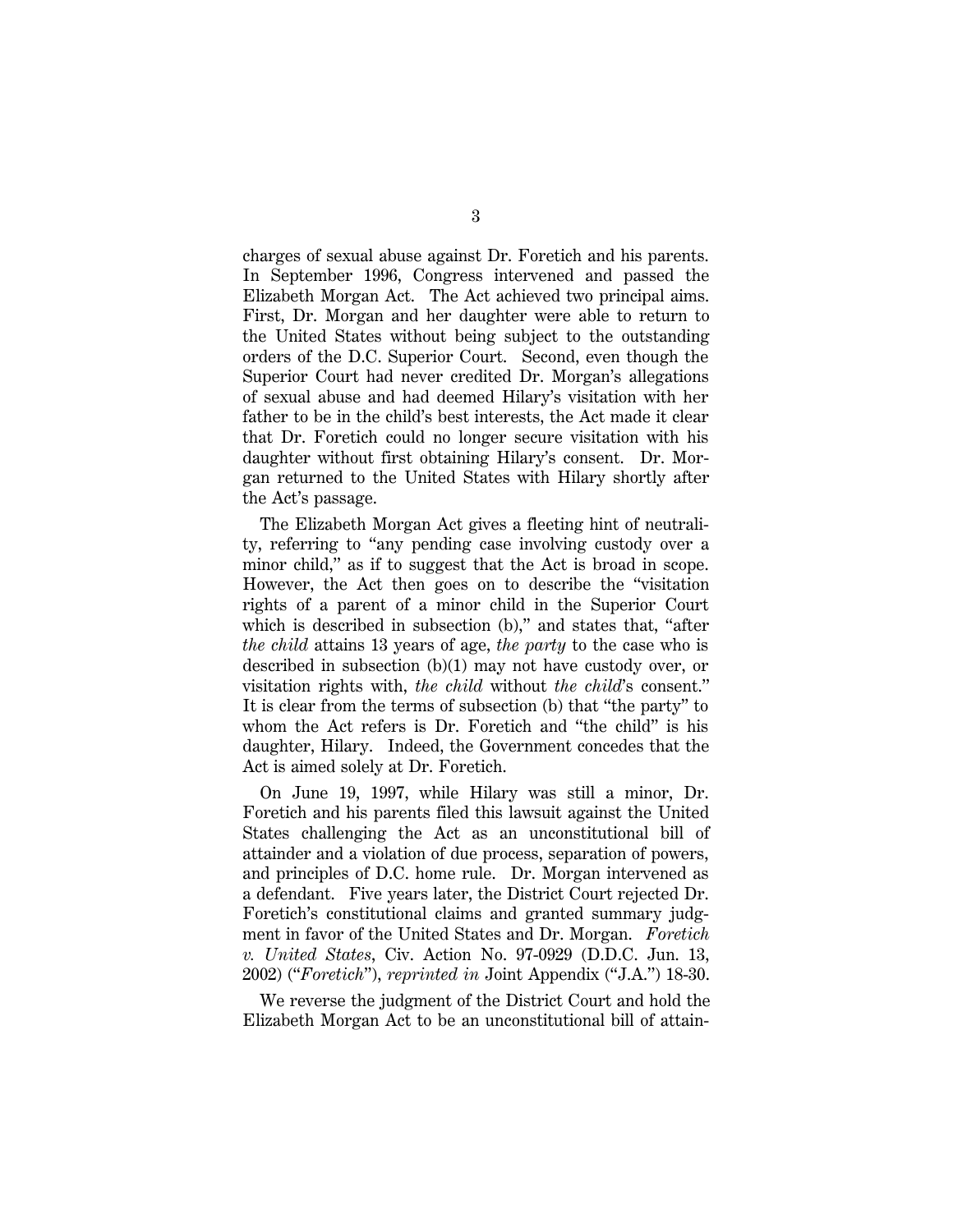charges of sexual abuse against Dr. Foretich and his parents. In September 1996, Congress intervened and passed the Elizabeth Morgan Act. The Act achieved two principal aims. First, Dr. Morgan and her daughter were able to return to the United States without being subject to the outstanding orders of the D.C. Superior Court. Second, even though the Superior Court had never credited Dr. Morgan's allegations of sexual abuse and had deemed Hilary's visitation with her father to be in the child's best interests, the Act made it clear that Dr. Foretich could no longer secure visitation with his daughter without first obtaining Hilary's consent. Dr. Morgan returned to the United States with Hilary shortly after the Act's passage.

The Elizabeth Morgan Act gives a fleeting hint of neutrality, referring to "any pending case involving custody over a minor child," as if to suggest that the Act is broad in scope. However, the Act then goes on to describe the "visitation rights of a parent of a minor child in the Superior Court which is described in subsection (b)," and states that, "after *the child* attains 13 years of age, *the party* to the case who is described in subsection (b)(1) may not have custody over, or visitation rights with, *the child* without *the child*'s consent." It is clear from the terms of subsection (b) that "the party" to whom the Act refers is Dr. Foretich and "the child" is his daughter, Hilary. Indeed, the Government concedes that the Act is aimed solely at Dr. Foretich.

On June 19, 1997, while Hilary was still a minor, Dr. Foretich and his parents filed this lawsuit against the United States challenging the Act as an unconstitutional bill of attainder and a violation of due process, separation of powers, and principles of D.C. home rule. Dr. Morgan intervened as a defendant. Five years later, the District Court rejected Dr. Foretich's constitutional claims and granted summary judgment in favor of the United States and Dr. Morgan. *Foretich v. United States*, Civ. Action No. 97-0929 (D.D.C. Jun. 13, 2002) ("*Foretich*"), *reprinted in* Joint Appendix ("J.A.") 18-30.

We reverse the judgment of the District Court and hold the Elizabeth Morgan Act to be an unconstitutional bill of attain-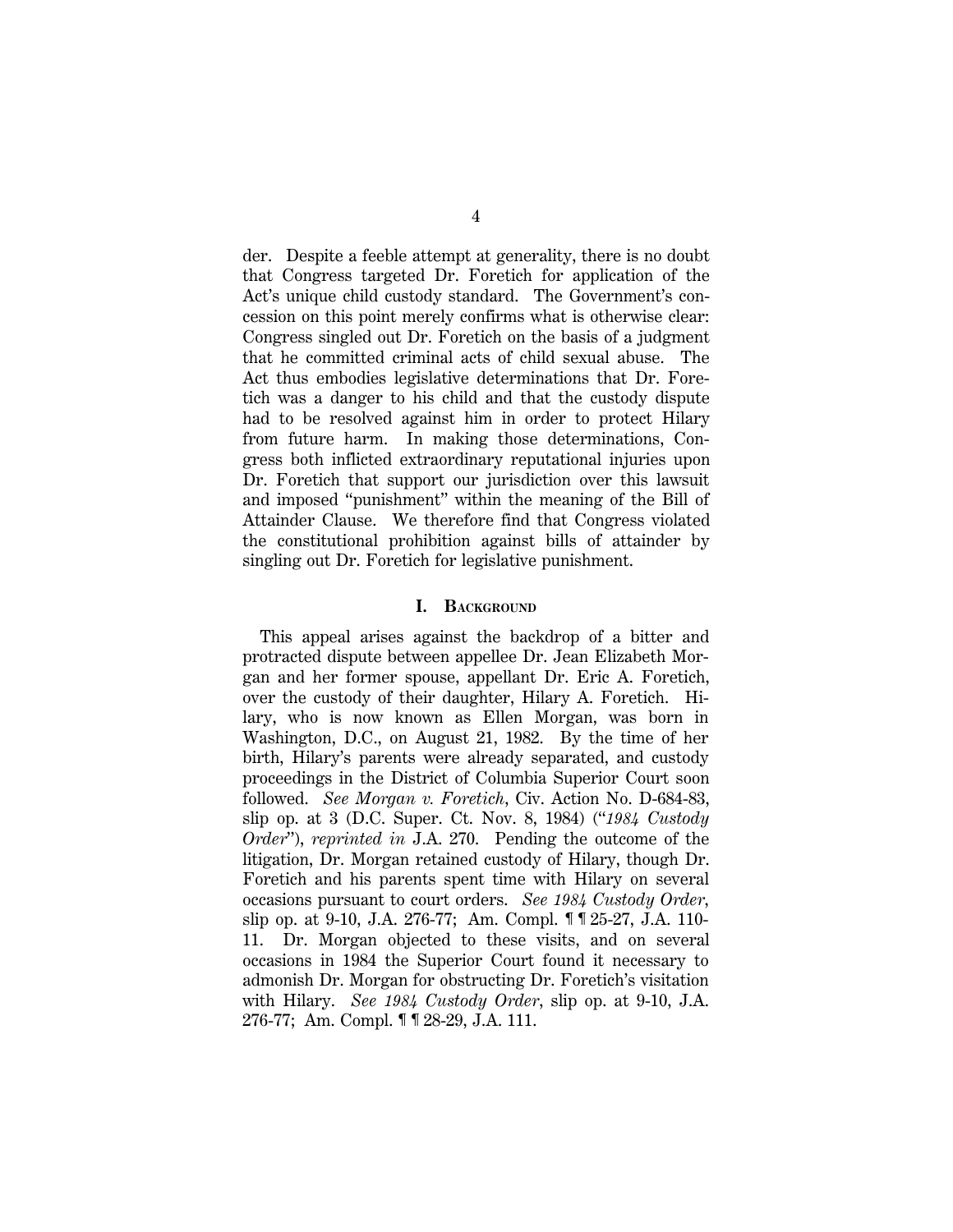der. Despite a feeble attempt at generality, there is no doubt that Congress targeted Dr. Foretich for application of the Act's unique child custody standard. The Government's concession on this point merely confirms what is otherwise clear: Congress singled out Dr. Foretich on the basis of a judgment that he committed criminal acts of child sexual abuse. The Act thus embodies legislative determinations that Dr. Foretich was a danger to his child and that the custody dispute had to be resolved against him in order to protect Hilary from future harm. In making those determinations, Congress both inflicted extraordinary reputational injuries upon Dr. Foretich that support our jurisdiction over this lawsuit and imposed "punishment" within the meaning of the Bill of Attainder Clause. We therefore find that Congress violated the constitutional prohibition against bills of attainder by singling out Dr. Foretich for legislative punishment.

## I. BACKGROUND

This appeal arises against the backdrop of a bitter and protracted dispute between appellee Dr. Jean Elizabeth Morgan and her former spouse, appellant Dr. Eric A. Foretich, over the custody of their daughter, Hilary A. Foretich. Hilary, who is now known as Ellen Morgan, was born in Washington, D.C., on August 21, 1982. By the time of her birth, Hilary's parents were already separated, and custody proceedings in the District of Columbia Superior Court soon followed. *See Morgan v. Foretich*, Civ. Action No. D-684-83, slip op. at 3 (D.C. Super. Ct. Nov. 8, 1984) ("*1984 Custody Order*"), *reprinted in* J.A. 270. Pending the outcome of the litigation, Dr. Morgan retained custody of Hilary, though Dr. Foretich and his parents spent time with Hilary on several occasions pursuant to court orders. *See 1984 Custody Order*, slip op. at 9-10, J.A. 276-77; Am. Compl. ¶ ¶ 25-27, J.A. 110-11. Dr. Morgan objected to these visits, and on several occasions in 1984 the Superior Court found it necessary to admonish Dr. Morgan for obstructing Dr. Foretich's visitation with Hilary. *See 1984 Custody Order*, slip op. at 9-10, J.A. 276-77; Am. Compl. ¶ ¶ 28-29, J.A. 111.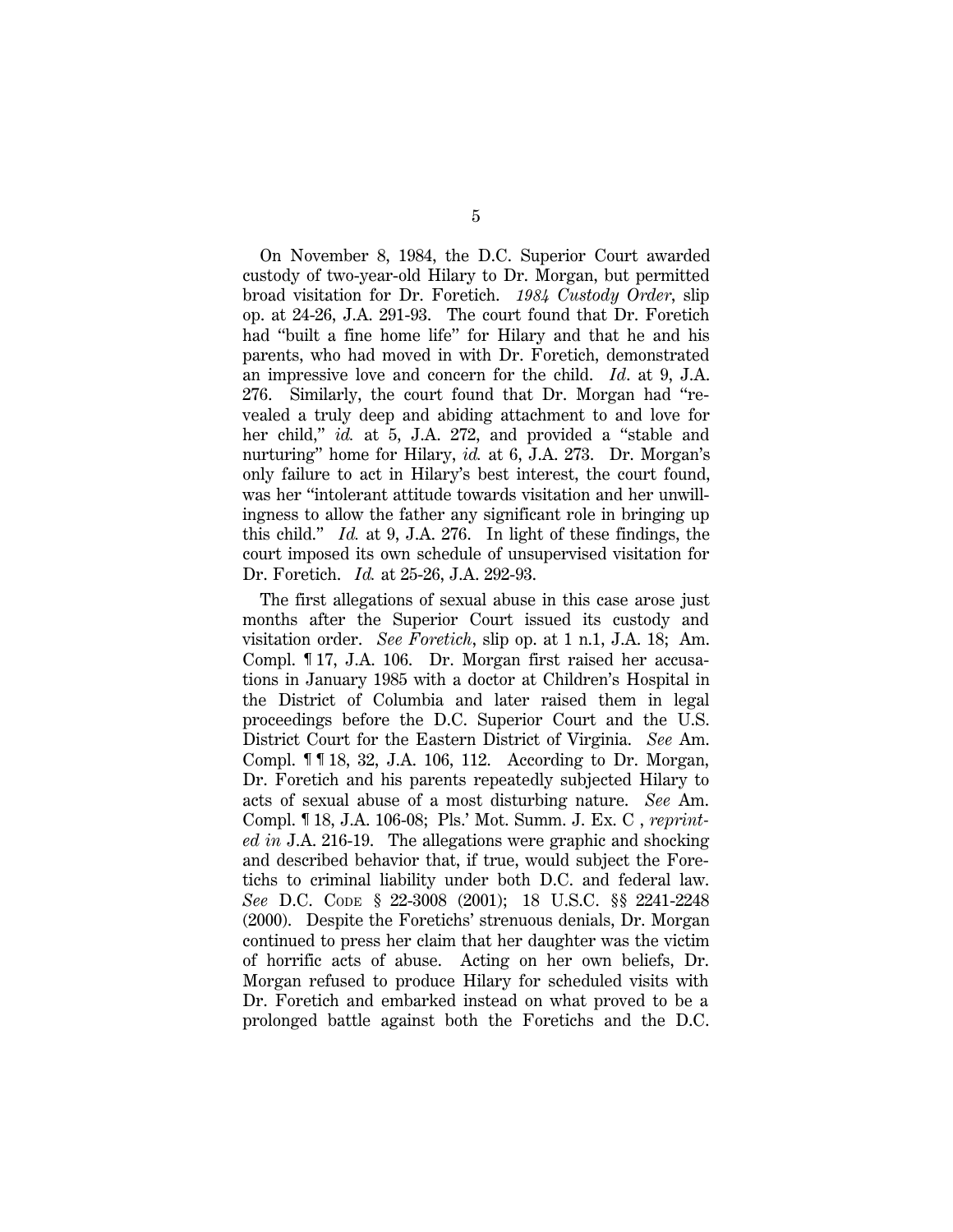On November 8, 1984, the D.C. Superior Court awarded custody of two-year-old Hilary to Dr. Morgan, but permitted broad visitation for Dr. Foretich. *1984 Custody Order*, slip op. at 24-26, J.A. 291-93. The court found that Dr. Foretich had "built a fine home life" for Hilary and that he and his parents, who had moved in with Dr. Foretich, demonstrated an impressive love and concern for the child. *Id.* at 9, J.A. 276. Similarly, the court found that Dr. Morgan had "revealed a truly deep and abiding attachment to and love for her child," *id.* at 5, J.A. 272, and provided a "stable and nurturing" home for Hilary, *id.* at 6, J.A. 273. Dr. Morgan's only failure to act in Hilary's best interest, the court found, was her "intolerant attitude towards visitation and her unwillingness to allow the father any significant role in bringing up this child." *Id.* at 9, J.A. 276. In light of these findings, the court imposed its own schedule of unsupervised visitation for Dr. Foretich. *Id.* at 25-26, J.A. 292-93.

The first allegations of sexual abuse in this case arose just months after the Superior Court issued its custody and visitation order. *See Foretich*, slip op. at 1 n.1, J.A. 18; Am. Compl. ¶ 17, J.A. 106. Dr. Morgan first raised her accusations in January 1985 with a doctor at Children's Hospital in the District of Columbia and later raised them in legal proceedings before the D.C. Superior Court and the U.S. District Court for the Eastern District of Virginia. *See* Am. Compl. ¶ ¶ 18, 32, J.A. 106, 112. According to Dr. Morgan, Dr. Foretich and his parents repeatedly subjected Hilary to acts of sexual abuse of a most disturbing nature. *See* Am. Compl. ¶ 18, J.A. 106-08; Pls.' Mot. Summ. J. Ex. C , *reprinted in* J.A. 216-19. The allegations were graphic and shocking and described behavior that, if true, would subject the Foretichs to criminal liability under both D.C. and federal law. *See* D.C. CODE § 22-3008 (2001); 18 U.S.C. §§ 2241-2248 (2000). Despite the Foretichs' strenuous denials, Dr. Morgan continued to press her claim that her daughter was the victim of horrific acts of abuse. Acting on her own beliefs, Dr. Morgan refused to produce Hilary for scheduled visits with Dr. Foretich and embarked instead on what proved to be a prolonged battle against both the Foretichs and the D.C.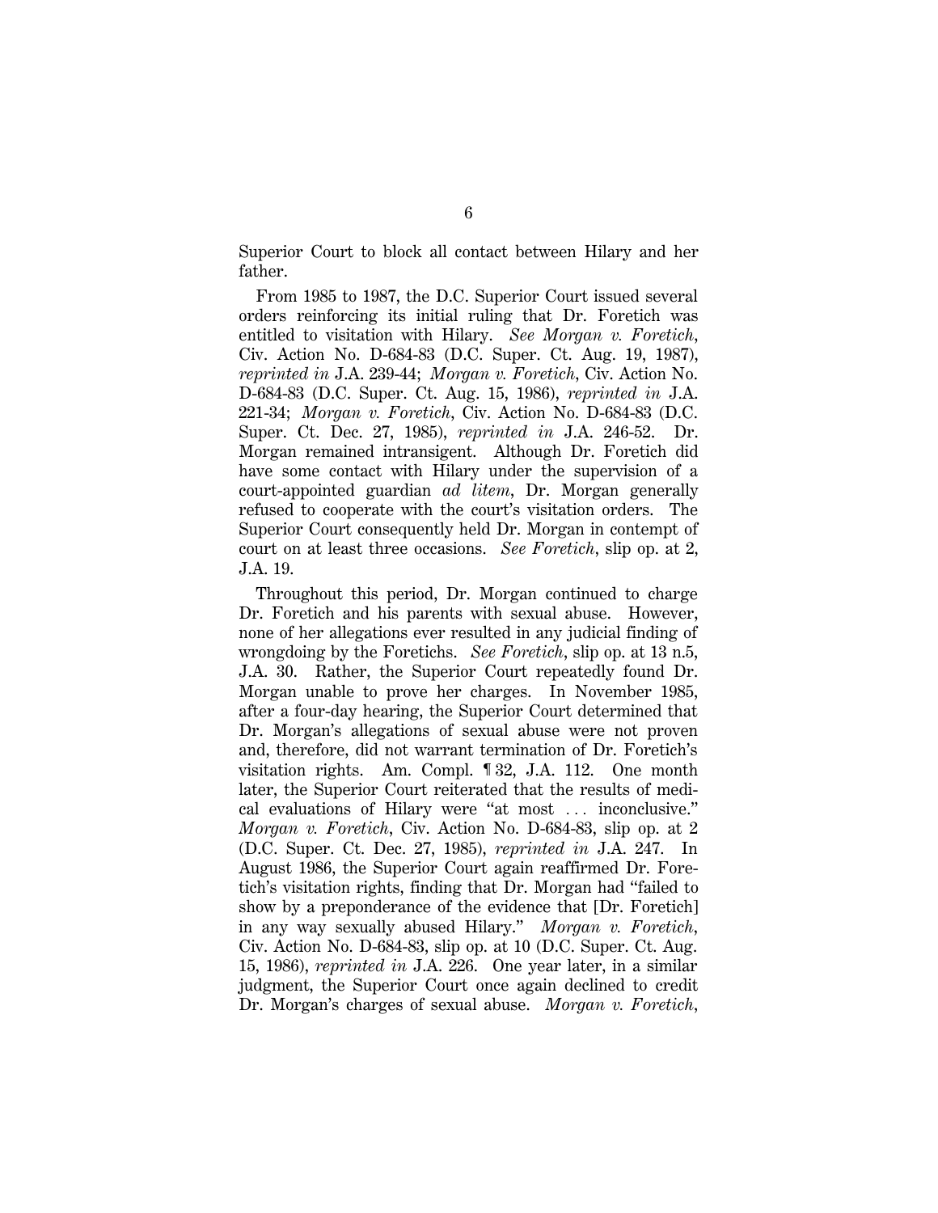Superior Court to block all contact between Hilary and her father.

From 1985 to 1987, the D.C. Superior Court issued several orders reinforcing its initial ruling that Dr. Foretich was entitled to visitation with Hilary. *See Morgan v. Foretich*, Civ. Action No. D-684-83 (D.C. Super. Ct. Aug. 19, 1987), *reprinted in* J.A. 239-44; *Morgan v. Foretich*, Civ. Action No. D-684-83 (D.C. Super. Ct. Aug. 15, 1986), *reprinted in* J.A. 221-34; *Morgan v. Foretich*, Civ. Action No. D-684-83 (D.C. Super. Ct. Dec. 27, 1985), *reprinted in* J.A. 246-52. Dr. Morgan remained intransigent. Although Dr. Foretich did have some contact with Hilary under the supervision of a court-appointed guardian *ad litem*, Dr. Morgan generally refused to cooperate with the court's visitation orders. The Superior Court consequently held Dr. Morgan in contempt of court on at least three occasions. *See Foretich*, slip op. at 2, J.A. 19.

Throughout this period, Dr. Morgan continued to charge Dr. Foretich and his parents with sexual abuse. However, none of her allegations ever resulted in any judicial finding of wrongdoing by the Foretichs. *See Foretich*, slip op. at 13 n.5, J.A. 30. Rather, the Superior Court repeatedly found Dr. Morgan unable to prove her charges. In November 1985, after a four-day hearing, the Superior Court determined that Dr. Morgan's allegations of sexual abuse were not proven and, therefore, did not warrant termination of Dr. Foretich's visitation rights. Am. Compl. ¶ 32, J.A. 112. One month later, the Superior Court reiterated that the results of medical evaluations of Hilary were "at most . . . inconclusive." *Morgan v. Foretich*, Civ. Action No. D-684-83, slip op. at 2 (D.C. Super. Ct. Dec. 27, 1985), *reprinted in* J.A. 247. In August 1986, the Superior Court again reaffirmed Dr. Foretich's visitation rights, finding that Dr. Morgan had "failed to show by a preponderance of the evidence that [Dr. Foretich] in any way sexually abused Hilary." *Morgan v. Foretich*, Civ. Action No. D-684-83, slip op. at 10 (D.C. Super. Ct. Aug. 15, 1986), *reprinted in* J.A. 226. One year later, in a similar judgment, the Superior Court once again declined to credit Dr. Morgan's charges of sexual abuse. *Morgan v. Foretich*,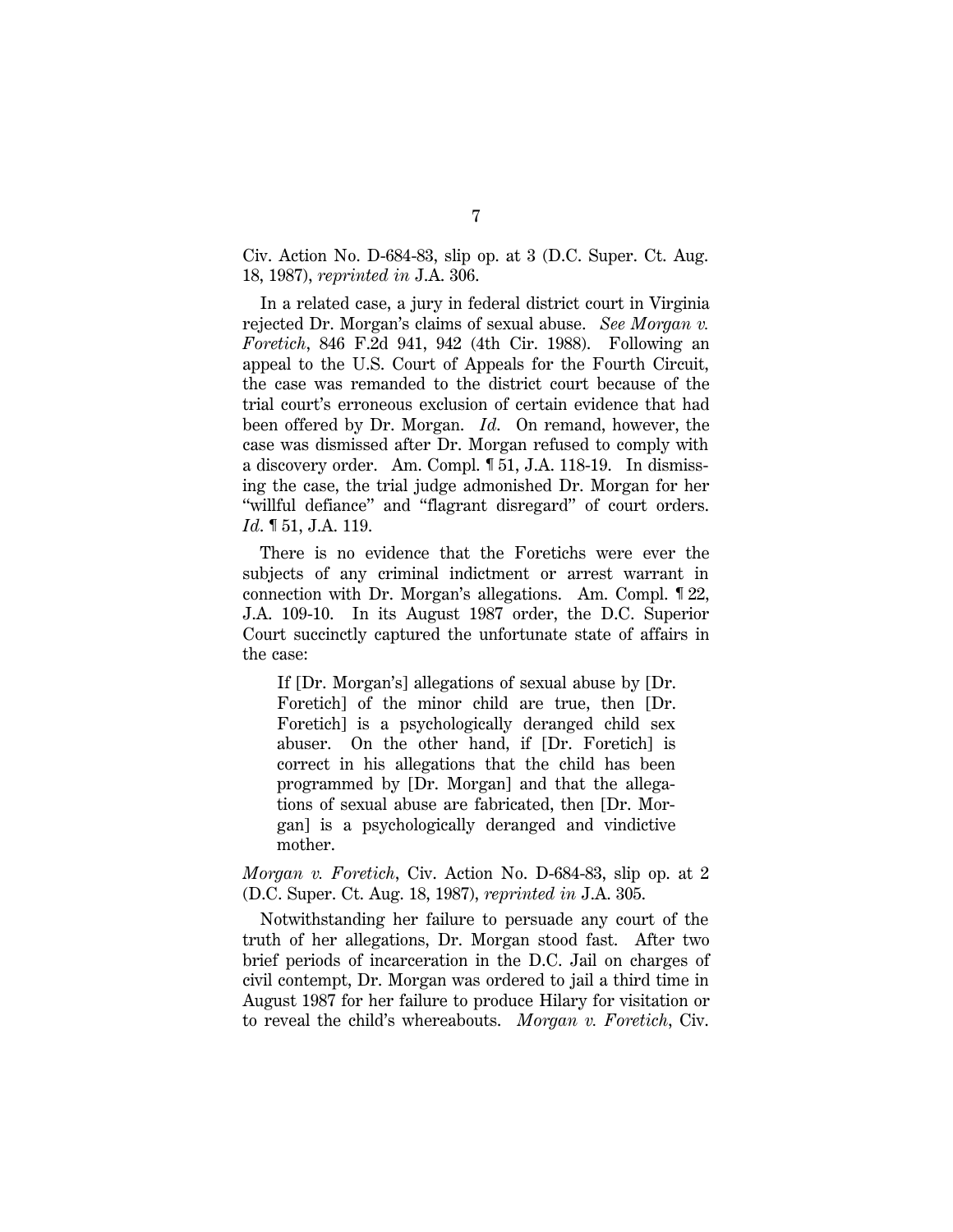Civ. Action No. D-684-83, slip op. at 3 (D.C. Super. Ct. Aug. 18, 1987), *reprinted in* J.A. 306.

In a related case, a jury in federal district court in Virginia rejected Dr. Morgan's claims of sexual abuse. *See Morgan v. Foretich*, 846 F.2d 941, 942 (4th Cir. 1988). Following an appeal to the U.S. Court of Appeals for the Fourth Circuit, the case was remanded to the district court because of the trial court's erroneous exclusion of certain evidence that had been offered by Dr. Morgan. *Id.* On remand, however, the case was dismissed after Dr. Morgan refused to comply with a discovery order. Am. Compl. ¶ 51, J.A. 118-19. In dismissing the case, the trial judge admonished Dr. Morgan for her "willful defiance" and "flagrant disregard" of court orders. *Id.* ¶ 51, J.A. 119.

There is no evidence that the Foretichs were ever the subjects of any criminal indictment or arrest warrant in connection with Dr. Morgan's allegations. Am. Compl. ¶ 22, J.A. 109-10. In its August 1987 order, the D.C. Superior Court succinctly captured the unfortunate state of affairs in the case:

> If [Dr. Morgan's] allegations of sexual abuse by [Dr. Foretich] of the minor child are true, then [Dr. Foretich] is a psychologically deranged child sex abuser. On the other hand, if [Dr. Foretich] is correct in his allegations that the child has been programmed by [Dr. Morgan] and that the allegations of sexual abuse are fabricated, then [Dr. Morgan] is a psychologically deranged and vindictive mother.

*Morgan v. Foretich*, Civ. Action No. D-684-83, slip op. at 2 (D.C. Super. Ct. Aug. 18, 1987), *reprinted in* J.A. 305.

Notwithstanding her failure to persuade any court of the truth of her allegations, Dr. Morgan stood fast. After two brief periods of incarceration in the D.C. Jail on charges of civil contempt, Dr. Morgan was ordered to jail a third time in August 1987 for her failure to produce Hilary for visitation or to reveal the child's whereabouts. *Morgan v. Foretich*, Civ.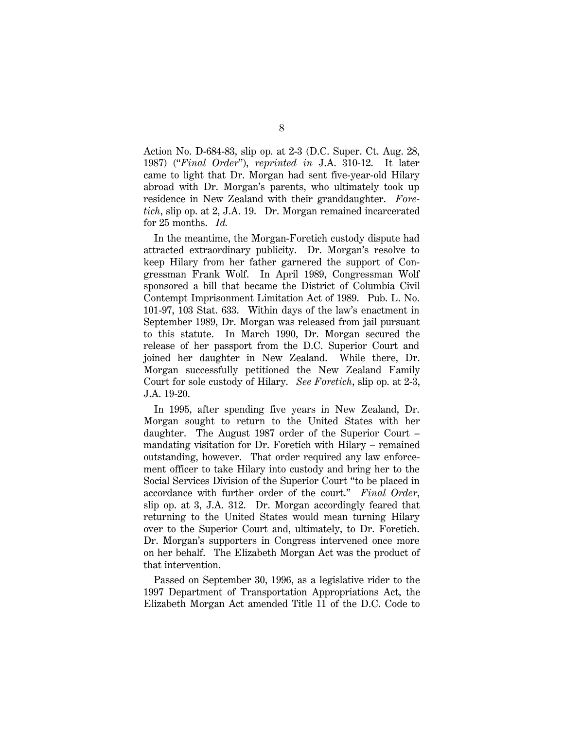Action No. D-684-83, slip op. at 2-3 (D.C. Super. Ct. Aug. 28, 1987) ("*Final Order*"), *reprinted in* J.A. 310-12. It later came to light that Dr. Morgan had sent five-year-old Hilary abroad with Dr. Morgan's parents, who ultimately took up residence in New Zealand with their granddaughter. *Foretich*, slip op. at 2, J.A. 19. Dr. Morgan remained incarcerated for 25 months. *Id.*

In the meantime, the Morgan-Foretich custody dispute had attracted extraordinary publicity. Dr. Morgan's resolve to keep Hilary from her father garnered the support of Congressman Frank Wolf. In April 1989, Congressman Wolf sponsored a bill that became the District of Columbia Civil Contempt Imprisonment Limitation Act of 1989. Pub. L. No. 101-97, 103 Stat. 633. Within days of the law's enactment in September 1989, Dr. Morgan was released from jail pursuant to this statute. In March 1990, Dr. Morgan secured the release of her passport from the D.C. Superior Court and joined her daughter in New Zealand. While there, Dr. Morgan successfully petitioned the New Zealand Family Court for sole custody of Hilary. *See Foretich*, slip op. at 2-3, J.A. 19-20.

In 1995, after spending five years in New Zealand, Dr. Morgan sought to return to the United States with her daughter. The August 1987 order of the Superior Court – mandating visitation for Dr. Foretich with Hilary – remained outstanding, however. That order required any law enforcement officer to take Hilary into custody and bring her to the Social Services Division of the Superior Court "to be placed in accordance with further order of the court." *Final Order*, slip op. at 3, J.A. 312. Dr. Morgan accordingly feared that returning to the United States would mean turning Hilary over to the Superior Court and, ultimately, to Dr. Foretich. Dr. Morgan's supporters in Congress intervened once more on her behalf. The Elizabeth Morgan Act was the product of that intervention.

Passed on September 30, 1996, as a legislative rider to the 1997 Department of Transportation Appropriations Act, the Elizabeth Morgan Act amended Title 11 of the D.C. Code to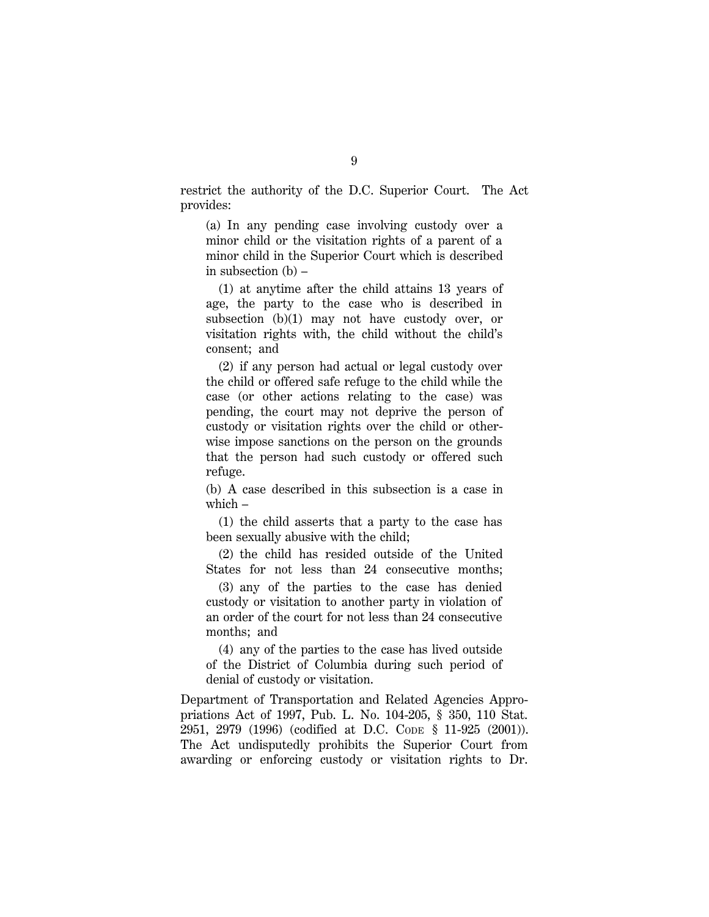restrict the authority of the D.C. Superior Court. The Act provides:

> (a) In any pending case involving custody over a minor child or the visitation rights of a parent of a minor child in the Superior Court which is described in subsection (b) –
>
> (1) at anytime after the child attains 13 years of age, the party to the case who is described in subsection (b)(1) may not have custody over, or visitation rights with, the child without the child's consent; and
>
> (2) if any person had actual or legal custody over the child or offered safe refuge to the child while the case (or other actions relating to the case) was pending, the court may not deprive the person of custody or visitation rights over the child or otherwise impose sanctions on the person on the grounds that the person had such custody or offered such refuge.
>
> (b) A case described in this subsection is a case in which –
>
> (1) the child asserts that a party to the case has been sexually abusive with the child;
>
> (2) the child has resided outside of the United States for not less than 24 consecutive months;
>
> (3) any of the parties to the case has denied custody or visitation to another party in violation of an order of the court for not less than 24 consecutive months; and
>
> (4) any of the parties to the case has lived outside of the District of Columbia during such period of denial of custody or visitation.

Department of Transportation and Related Agencies Appropriations Act of 1997, Pub. L. No. 104-205, § 350, 110 Stat. 2951, 2979 (1996) (codified at D.C. CODE § 11-925 (2001)). The Act undisputedly prohibits the Superior Court from awarding or enforcing custody or visitation rights to Dr.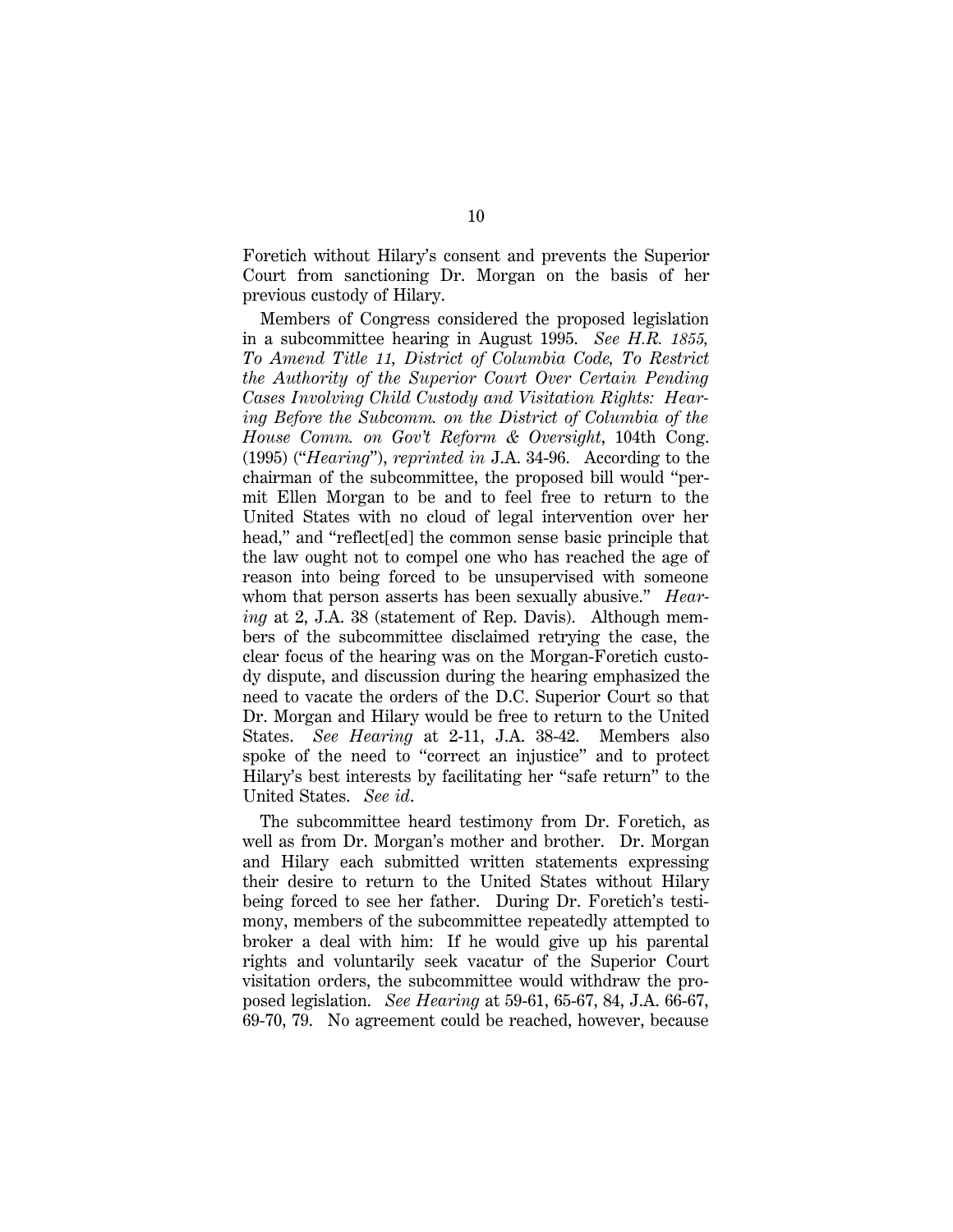Foretich without Hilary's consent and prevents the Superior Court from sanctioning Dr. Morgan on the basis of her previous custody of Hilary.

Members of Congress considered the proposed legislation in a subcommittee hearing in August 1995. *See H.R. 1855, To Amend Title 11, District of Columbia Code, To Restrict the Authority of the Superior Court Over Certain Pending Cases Involving Child Custody and Visitation Rights: Hearing Before the Subcomm. on the District of Columbia of the House Comm. on Gov't Reform & Oversight*, 104th Cong. (1995) ("*Hearing*"), *reprinted in* J.A. 34-96. According to the chairman of the subcommittee, the proposed bill would "permit Ellen Morgan to be and to feel free to return to the United States with no cloud of legal intervention over her head," and "reflect[ed] the common sense basic principle that the law ought not to compel one who has reached the age of reason into being forced to be unsupervised with someone whom that person asserts has been sexually abusive." *Hearing* at 2, J.A. 38 (statement of Rep. Davis). Although members of the subcommittee disclaimed retrying the case, the clear focus of the hearing was on the Morgan-Foretich custody dispute, and discussion during the hearing emphasized the need to vacate the orders of the D.C. Superior Court so that Dr. Morgan and Hilary would be free to return to the United States. *See Hearing* at 2-11, J.A. 38-42. Members also spoke of the need to "correct an injustice" and to protect Hilary's best interests by facilitating her "safe return" to the United States. *See id*.

The subcommittee heard testimony from Dr. Foretich, as well as from Dr. Morgan's mother and brother. Dr. Morgan and Hilary each submitted written statements expressing their desire to return to the United States without Hilary being forced to see her father. During Dr. Foretich's testimony, members of the subcommittee repeatedly attempted to broker a deal with him: If he would give up his parental rights and voluntarily seek vacatur of the Superior Court visitation orders, the subcommittee would withdraw the proposed legislation. *See Hearing* at 59-61, 65-67, 84, J.A. 66-67, 69-70, 79. No agreement could be reached, however, because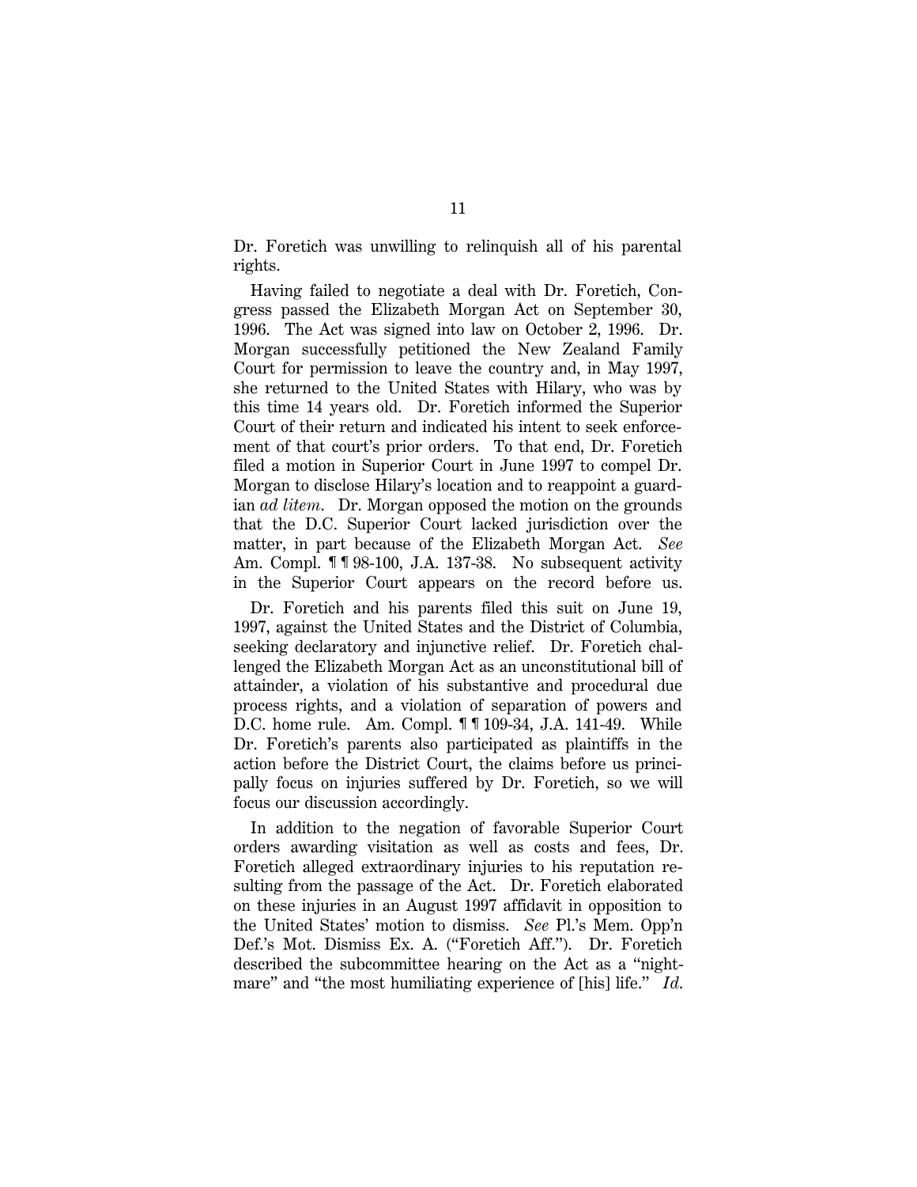Dr. Foretich was unwilling to relinquish all of his parental rights.

Having failed to negotiate a deal with Dr. Foretich, Congress passed the Elizabeth Morgan Act on September 30, 1996. The Act was signed into law on October 2, 1996. Dr. Morgan successfully petitioned the New Zealand Family Court for permission to leave the country and, in May 1997, she returned to the United States with Hilary, who was by this time 14 years old. Dr. Foretich informed the Superior Court of their return and indicated his intent to seek enforcement of that court's prior orders. To that end, Dr. Foretich filed a motion in Superior Court in June 1997 to compel Dr. Morgan to disclose Hilary's location and to reappoint a guardian *ad litem*. Dr. Morgan opposed the motion on the grounds that the D.C. Superior Court lacked jurisdiction over the matter, in part because of the Elizabeth Morgan Act. *See* Am. Compl. ¶ ¶ 98-100, J.A. 137-38. No subsequent activity in the Superior Court appears on the record before us.

Dr. Foretich and his parents filed this suit on June 19, 1997, against the United States and the District of Columbia, seeking declaratory and injunctive relief. Dr. Foretich challenged the Elizabeth Morgan Act as an unconstitutional bill of attainder, a violation of his substantive and procedural due process rights, and a violation of separation of powers and D.C. home rule. Am. Compl. ¶ ¶ 109-34, J.A. 141-49. While Dr. Foretich's parents also participated as plaintiffs in the action before the District Court, the claims before us principally focus on injuries suffered by Dr. Foretich, so we will focus our discussion accordingly.

In addition to the negation of favorable Superior Court orders awarding visitation as well as costs and fees, Dr. Foretich alleged extraordinary injuries to his reputation resulting from the passage of the Act. Dr. Foretich elaborated on these injuries in an August 1997 affidavit in opposition to the United States' motion to dismiss. *See* Pl.'s Mem. Opp'n Def.'s Mot. Dismiss Ex. A. ("Foretich Aff."). Dr. Foretich described the subcommittee hearing on the Act as a "nightmare" and "the most humiliating experience of [his] life." *Id.*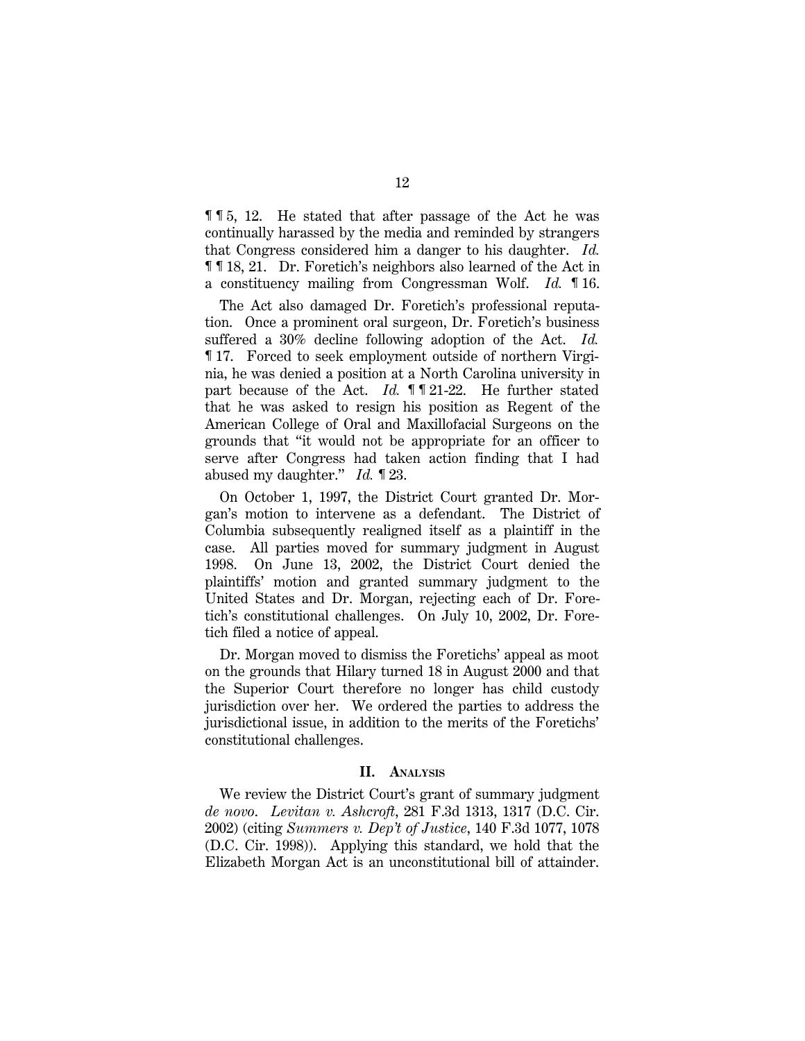¶¶5, 12. He stated that after passage of the Act he was continually harassed by the media and reminded by strangers that Congress considered him a danger to his daughter. *Id.* ¶¶18, 21. Dr. Foretich's neighbors also learned of the Act in a constituency mailing from Congressman Wolf. *Id.* ¶16.

The Act also damaged Dr. Foretich's professional reputation. Once a prominent oral surgeon, Dr. Foretich's business suffered a 30% decline following adoption of the Act. *Id.* ¶17. Forced to seek employment outside of northern Virginia, he was denied a position at a North Carolina university in part because of the Act. *Id.* ¶¶21-22. He further stated that he was asked to resign his position as Regent of the American College of Oral and Maxillofacial Surgeons on the grounds that "it would not be appropriate for an officer to serve after Congress had taken action finding that I had abused my daughter." *Id.* ¶23.

On October 1, 1997, the District Court granted Dr. Morgan's motion to intervene as a defendant. The District of Columbia subsequently realigned itself as a plaintiff in the case. All parties moved for summary judgment in August 1998. On June 13, 2002, the District Court denied the plaintiffs' motion and granted summary judgment to the United States and Dr. Morgan, rejecting each of Dr. Foretich's constitutional challenges. On July 10, 2002, Dr. Foretich filed a notice of appeal.

Dr. Morgan moved to dismiss the Foretichs' appeal as moot on the grounds that Hilary turned 18 in August 2000 and that the Superior Court therefore no longer has child custody jurisdiction over her. We ordered the parties to address the jurisdictional issue, in addition to the merits of the Foretichs' constitutional challenges.

## II. Analysis

We review the District Court's grant of summary judgment *de novo*. *Levitan v. Ashcroft*, 281 F.3d 1313, 1317 (D.C. Cir. 2002) (citing *Summers v. Dep't of Justice*, 140 F.3d 1077, 1078 (D.C. Cir. 1998)). Applying this standard, we hold that the Elizabeth Morgan Act is an unconstitutional bill of attainder.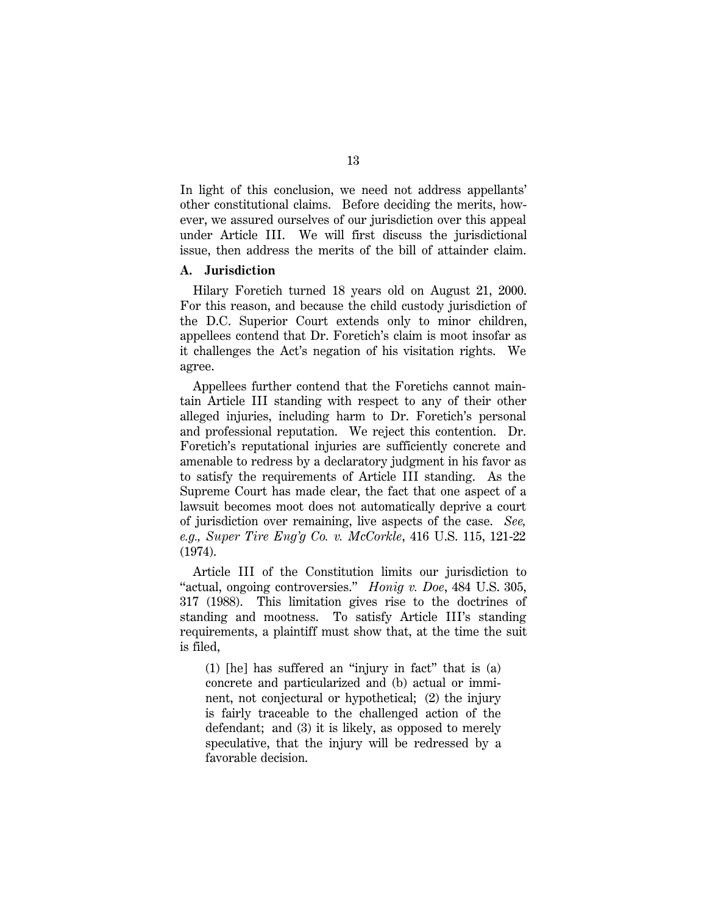In light of this conclusion, we need not address appellants' other constitutional claims. Before deciding the merits, however, we assured ourselves of our jurisdiction over this appeal under Article III. We will first discuss the jurisdictional issue, then address the merits of the bill of attainder claim.

### A. Jurisdiction

Hilary Foretich turned 18 years old on August 21, 2000. For this reason, and because the child custody jurisdiction of the D.C. Superior Court extends only to minor children, appellees contend that Dr. Foretich's claim is moot insofar as it challenges the Act's negation of his visitation rights. We agree.

Appellees further contend that the Foretichs cannot maintain Article III standing with respect to any of their other alleged injuries, including harm to Dr. Foretich's personal and professional reputation. We reject this contention. Dr. Foretich's reputational injuries are sufficiently concrete and amenable to redress by a declaratory judgment in his favor as to satisfy the requirements of Article III standing. As the Supreme Court has made clear, the fact that one aspect of a lawsuit becomes moot does not automatically deprive a court of jurisdiction over remaining, live aspects of the case. *See, e.g., Super Tire Eng'g Co. v. McCorkle*, 416 U.S. 115, 121-22 (1974).

Article III of the Constitution limits our jurisdiction to "actual, ongoing controversies." *Honig v. Doe*, 484 U.S. 305, 317 (1988). This limitation gives rise to the doctrines of standing and mootness. To satisfy Article III's standing requirements, a plaintiff must show that, at the time the suit is filed,

> (1) [he] has suffered an "injury in fact" that is (a) concrete and particularized and (b) actual or imminent, not conjectural or hypothetical; (2) the injury is fairly traceable to the challenged action of the defendant; and (3) it is likely, as opposed to merely speculative, that the injury will be redressed by a favorable decision.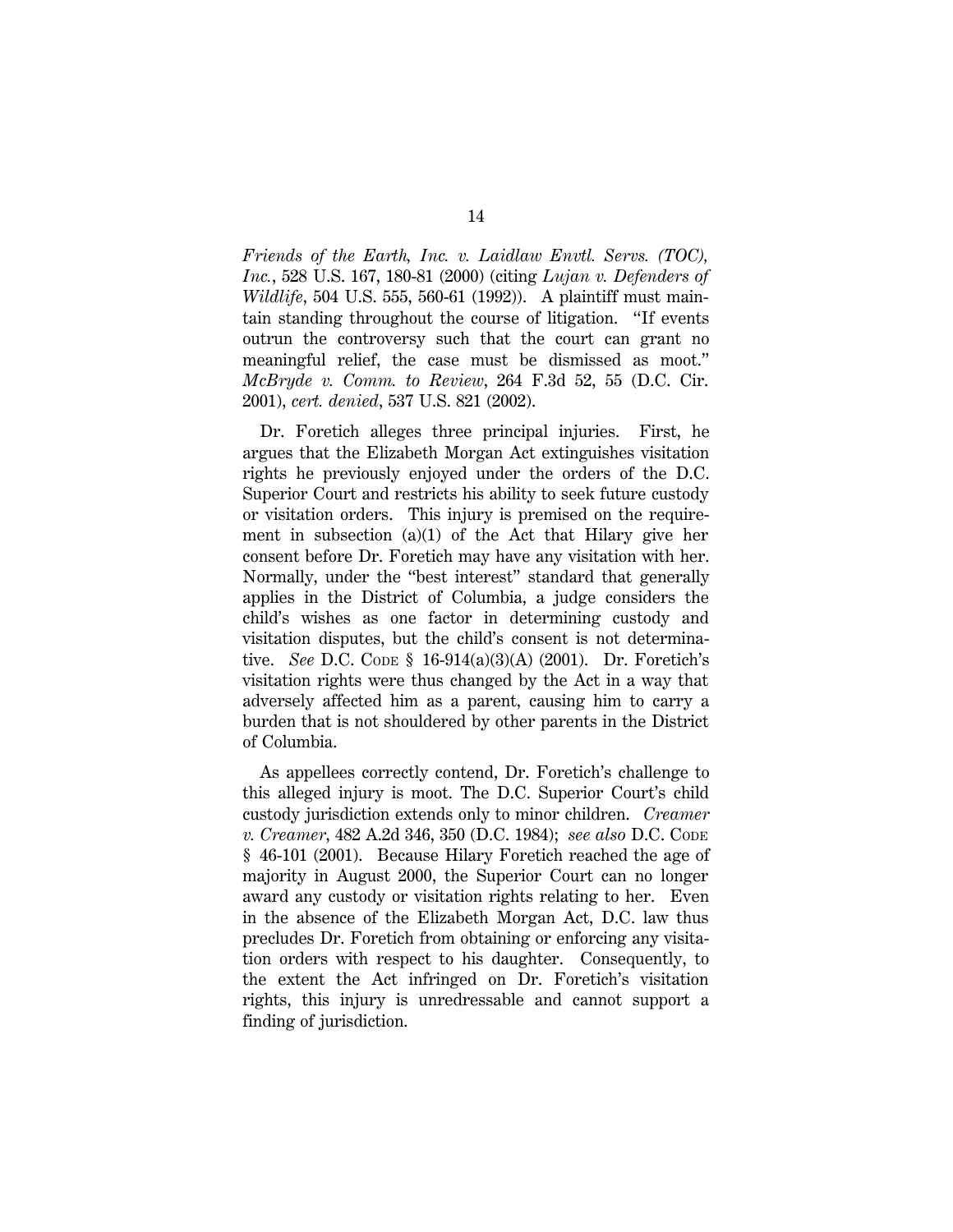*Friends of the Earth, Inc. v. Laidlaw Envtl. Servs. (TOC), Inc.*, 528 U.S. 167, 180-81 (2000) (citing *Lujan v. Defenders of Wildlife*, 504 U.S. 555, 560-61 (1992)). A plaintiff must maintain standing throughout the course of litigation. "If events outrun the controversy such that the court can grant no meaningful relief, the case must be dismissed as moot." *McBryde v. Comm. to Review*, 264 F.3d 52, 55 (D.C. Cir. 2001), *cert. denied*, 537 U.S. 821 (2002).

Dr. Foretich alleges three principal injuries. First, he argues that the Elizabeth Morgan Act extinguishes visitation rights he previously enjoyed under the orders of the D.C. Superior Court and restricts his ability to seek future custody or visitation orders. This injury is premised on the requirement in subsection (a)(1) of the Act that Hilary give her consent before Dr. Foretich may have any visitation with her. Normally, under the "best interest" standard that generally applies in the District of Columbia, a judge considers the child's wishes as one factor in determining custody and visitation disputes, but the child's consent is not determinative. *See* D.C. CODE § 16-914(a)(3)(A) (2001). Dr. Foretich's visitation rights were thus changed by the Act in a way that adversely affected him as a parent, causing him to carry a burden that is not shouldered by other parents in the District of Columbia.

As appellees correctly contend, Dr. Foretich's challenge to this alleged injury is moot. The D.C. Superior Court's child custody jurisdiction extends only to minor children. *Creamer v. Creamer*, 482 A.2d 346, 350 (D.C. 1984); *see also* D.C. CODE § 46-101 (2001). Because Hilary Foretich reached the age of majority in August 2000, the Superior Court can no longer award any custody or visitation rights relating to her. Even in the absence of the Elizabeth Morgan Act, D.C. law thus precludes Dr. Foretich from obtaining or enforcing any visitation orders with respect to his daughter. Consequently, to the extent the Act infringed on Dr. Foretich's visitation rights, this injury is unredressable and cannot support a finding of jurisdiction.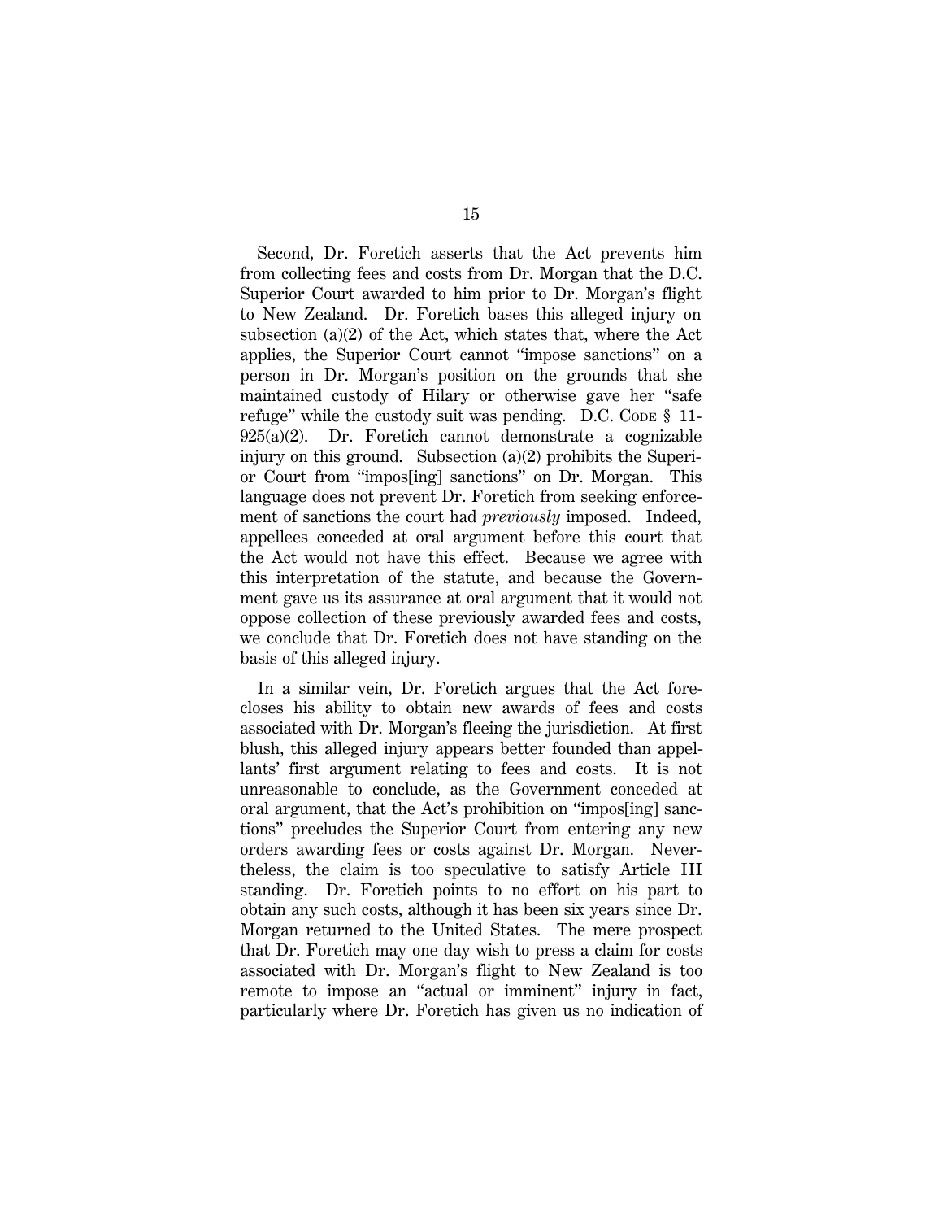Second, Dr. Foretich asserts that the Act prevents him from collecting fees and costs from Dr. Morgan that the D.C. Superior Court awarded to him prior to Dr. Morgan's flight to New Zealand. Dr. Foretich bases this alleged injury on subsection (a)(2) of the Act, which states that, where the Act applies, the Superior Court cannot "impose sanctions" on a person in Dr. Morgan's position on the grounds that she maintained custody of Hilary or otherwise gave her "safe refuge" while the custody suit was pending. D.C. CODE § 11-925(a)(2). Dr. Foretich cannot demonstrate a cognizable injury on this ground. Subsection (a)(2) prohibits the Superior Court from "impos[ing] sanctions" on Dr. Morgan. This language does not prevent Dr. Foretich from seeking enforcement of sanctions the court had *previously* imposed. Indeed, appellees conceded at oral argument before this court that the Act would not have this effect. Because we agree with this interpretation of the statute, and because the Government gave us its assurance at oral argument that it would not oppose collection of these previously awarded fees and costs, we conclude that Dr. Foretich does not have standing on the basis of this alleged injury.

In a similar vein, Dr. Foretich argues that the Act forecloses his ability to obtain new awards of fees and costs associated with Dr. Morgan's fleeing the jurisdiction. At first blush, this alleged injury appears better founded than appellants' first argument relating to fees and costs. It is not unreasonable to conclude, as the Government conceded at oral argument, that the Act's prohibition on "impos[ing] sanctions" precludes the Superior Court from entering any new orders awarding fees or costs against Dr. Morgan. Nevertheless, the claim is too speculative to satisfy Article III standing. Dr. Foretich points to no effort on his part to obtain any such costs, although it has been six years since Dr. Morgan returned to the United States. The mere prospect that Dr. Foretich may one day wish to press a claim for costs associated with Dr. Morgan's flight to New Zealand is too remote to impose an "actual or imminent" injury in fact, particularly where Dr. Foretich has given us no indication of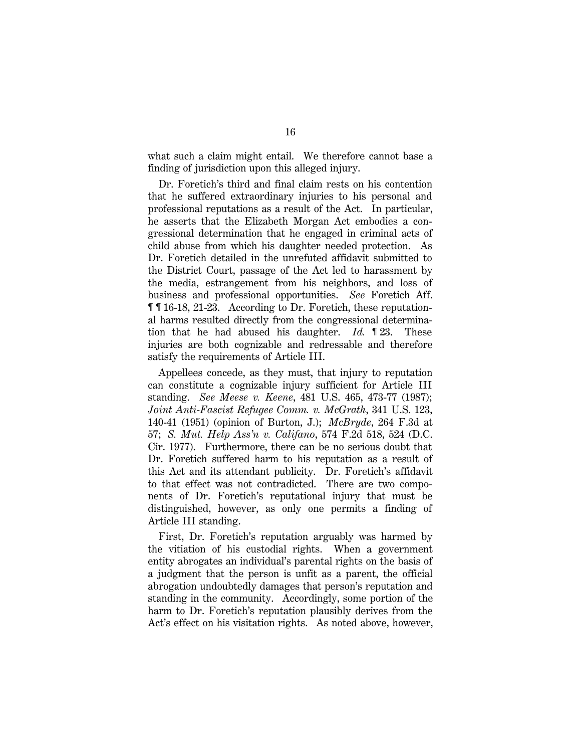what such a claim might entail. We therefore cannot base a finding of jurisdiction upon this alleged injury.

Dr. Foretich's third and final claim rests on his contention that he suffered extraordinary injuries to his personal and professional reputations as a result of the Act. In particular, he asserts that the Elizabeth Morgan Act embodies a congressional determination that he engaged in criminal acts of child abuse from which his daughter needed protection. As Dr. Foretich detailed in the unrefuted affidavit submitted to the District Court, passage of the Act led to harassment by the media, estrangement from his neighbors, and loss of business and professional opportunities. *See* Foretich Aff. ¶ ¶ 16-18, 21-23. According to Dr. Foretich, these reputational harms resulted directly from the congressional determination that he had abused his daughter. *Id.* ¶ 23. These injuries are both cognizable and redressable and therefore satisfy the requirements of Article III.

Appellees concede, as they must, that injury to reputation can constitute a cognizable injury sufficient for Article III standing. *See Meese v. Keene*, 481 U.S. 465, 473-77 (1987); *Joint Anti-Fascist Refugee Comm. v. McGrath*, 341 U.S. 123, 140-41 (1951) (opinion of Burton, J.); *McBryde*, 264 F.3d at 57; *S. Mut. Help Ass'n v. Califano*, 574 F.2d 518, 524 (D.C. Cir. 1977). Furthermore, there can be no serious doubt that Dr. Foretich suffered harm to his reputation as a result of this Act and its attendant publicity. Dr. Foretich's affidavit to that effect was not contradicted. There are two components of Dr. Foretich's reputational injury that must be distinguished, however, as only one permits a finding of Article III standing.

First, Dr. Foretich's reputation arguably was harmed by the vitiation of his custodial rights. When a government entity abrogates an individual's parental rights on the basis of a judgment that the person is unfit as a parent, the official abrogation undoubtedly damages that person's reputation and standing in the community. Accordingly, some portion of the harm to Dr. Foretich's reputation plausibly derives from the Act's effect on his visitation rights. As noted above, however,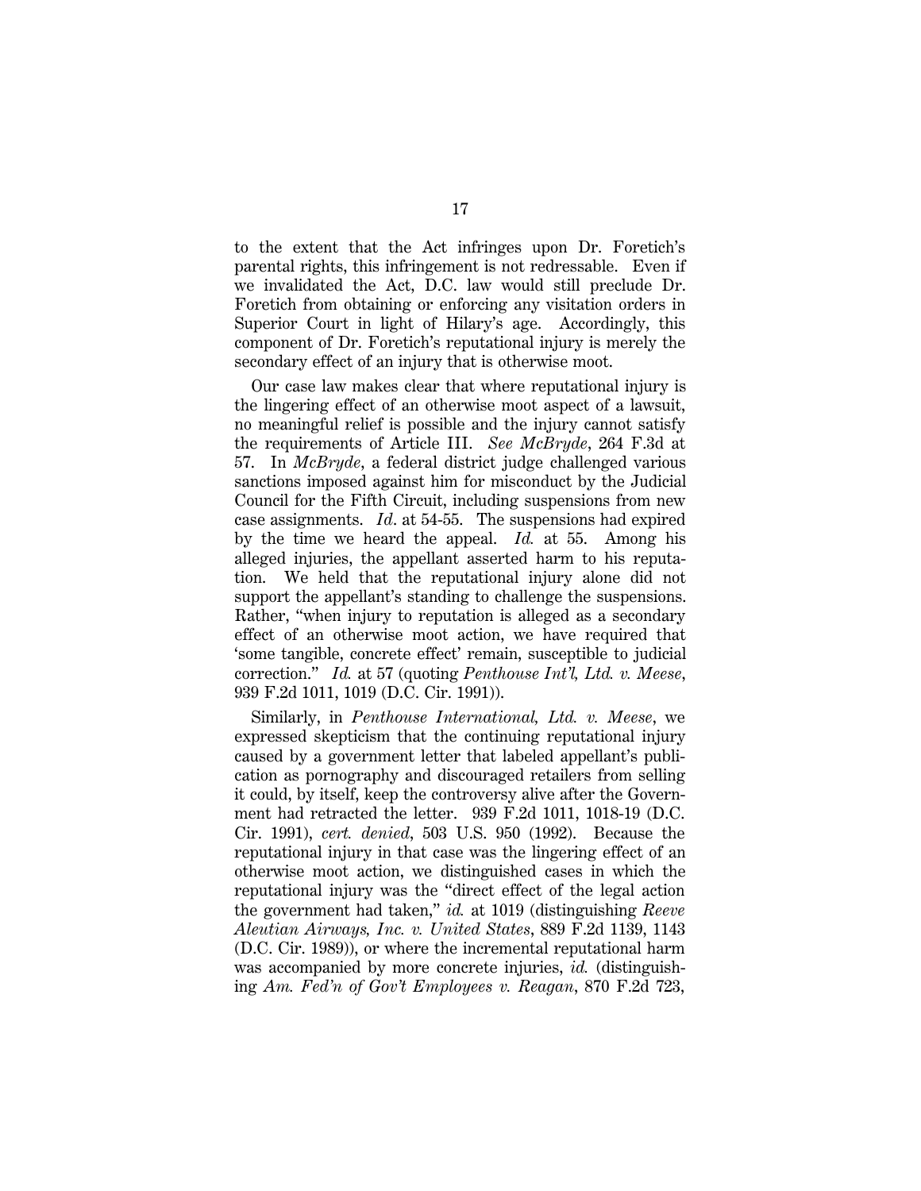to the extent that the Act infringes upon Dr. Foretich's parental rights, this infringement is not redressable. Even if we invalidated the Act, D.C. law would still preclude Dr. Foretich from obtaining or enforcing any visitation orders in Superior Court in light of Hilary's age. Accordingly, this component of Dr. Foretich's reputational injury is merely the secondary effect of an injury that is otherwise moot.

Our case law makes clear that where reputational injury is the lingering effect of an otherwise moot aspect of a lawsuit, no meaningful relief is possible and the injury cannot satisfy the requirements of Article III. *See McBryde*, 264 F.3d at 57. In *McBryde*, a federal district judge challenged various sanctions imposed against him for misconduct by the Judicial Council for the Fifth Circuit, including suspensions from new case assignments. *Id*. at 54-55. The suspensions had expired by the time we heard the appeal. *Id.* at 55. Among his alleged injuries, the appellant asserted harm to his reputation. We held that the reputational injury alone did not support the appellant's standing to challenge the suspensions. Rather, "when injury to reputation is alleged as a secondary effect of an otherwise moot action, we have required that 'some tangible, concrete effect' remain, susceptible to judicial correction." *Id.* at 57 (quoting *Penthouse Int'l, Ltd. v. Meese*, 939 F.2d 1011, 1019 (D.C. Cir. 1991)).

Similarly, in *Penthouse International, Ltd. v. Meese*, we expressed skepticism that the continuing reputational injury caused by a government letter that labeled appellant's publication as pornography and discouraged retailers from selling it could, by itself, keep the controversy alive after the Government had retracted the letter. 939 F.2d 1011, 1018-19 (D.C. Cir. 1991), *cert. denied*, 503 U.S. 950 (1992). Because the reputational injury in that case was the lingering effect of an otherwise moot action, we distinguished cases in which the reputational injury was the "direct effect of the legal action the government had taken," *id.* at 1019 (distinguishing *Reeve Aleutian Airways, Inc. v. United States*, 889 F.2d 1139, 1143 (D.C. Cir. 1989)), or where the incremental reputational harm was accompanied by more concrete injuries, *id.* (distinguishing *Am. Fed'n of Gov't Employees v. Reagan*, 870 F.2d 723,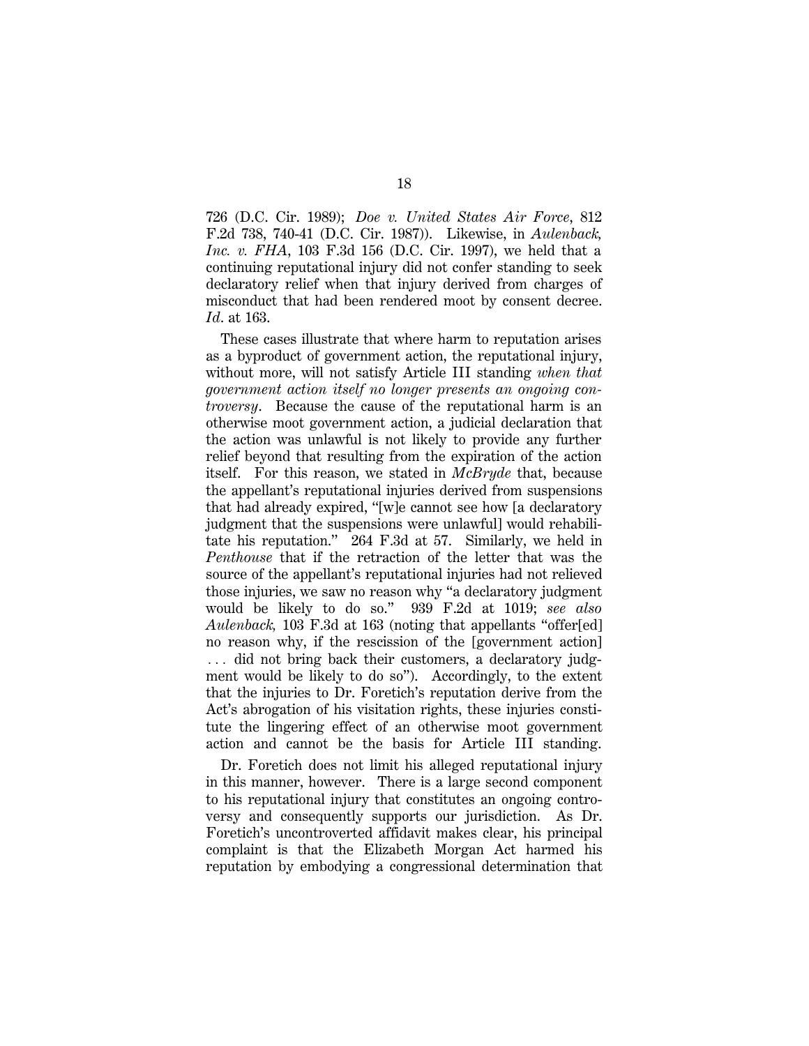726 (D.C. Cir. 1989); *Doe v. United States Air Force*, 812 F.2d 738, 740-41 (D.C. Cir. 1987)). Likewise, in *Aulenback, Inc. v. FHA*, 103 F.3d 156 (D.C. Cir. 1997), we held that a continuing reputational injury did not confer standing to seek declaratory relief when that injury derived from charges of misconduct that had been rendered moot by consent decree. *Id*. at 163.

These cases illustrate that where harm to reputation arises as a byproduct of government action, the reputational injury, without more, will not satisfy Article III standing *when that government action itself no longer presents an ongoing controversy*. Because the cause of the reputational harm is an otherwise moot government action, a judicial declaration that the action was unlawful is not likely to provide any further relief beyond that resulting from the expiration of the action itself. For this reason, we stated in *McBryde* that, because the appellant's reputational injuries derived from suspensions that had already expired, "[w]e cannot see how [a declaratory judgment that the suspensions were unlawful] would rehabilitate his reputation." 264 F.3d at 57. Similarly, we held in *Penthouse* that if the retraction of the letter that was the source of the appellant's reputational injuries had not relieved those injuries, we saw no reason why "a declaratory judgment would be likely to do so." 939 F.2d at 1019; *see also Aulenback,* 103 F.3d at 163 (noting that appellants "offer[ed] no reason why, if the rescission of the [government action] . . . did not bring back their customers, a declaratory judgment would be likely to do so"). Accordingly, to the extent that the injuries to Dr. Foretich's reputation derive from the Act's abrogation of his visitation rights, these injuries constitute the lingering effect of an otherwise moot government action and cannot be the basis for Article III standing.

Dr. Foretich does not limit his alleged reputational injury in this manner, however. There is a large second component to his reputational injury that constitutes an ongoing controversy and consequently supports our jurisdiction. As Dr. Foretich's uncontroverted affidavit makes clear, his principal complaint is that the Elizabeth Morgan Act harmed his reputation by embodying a congressional determination that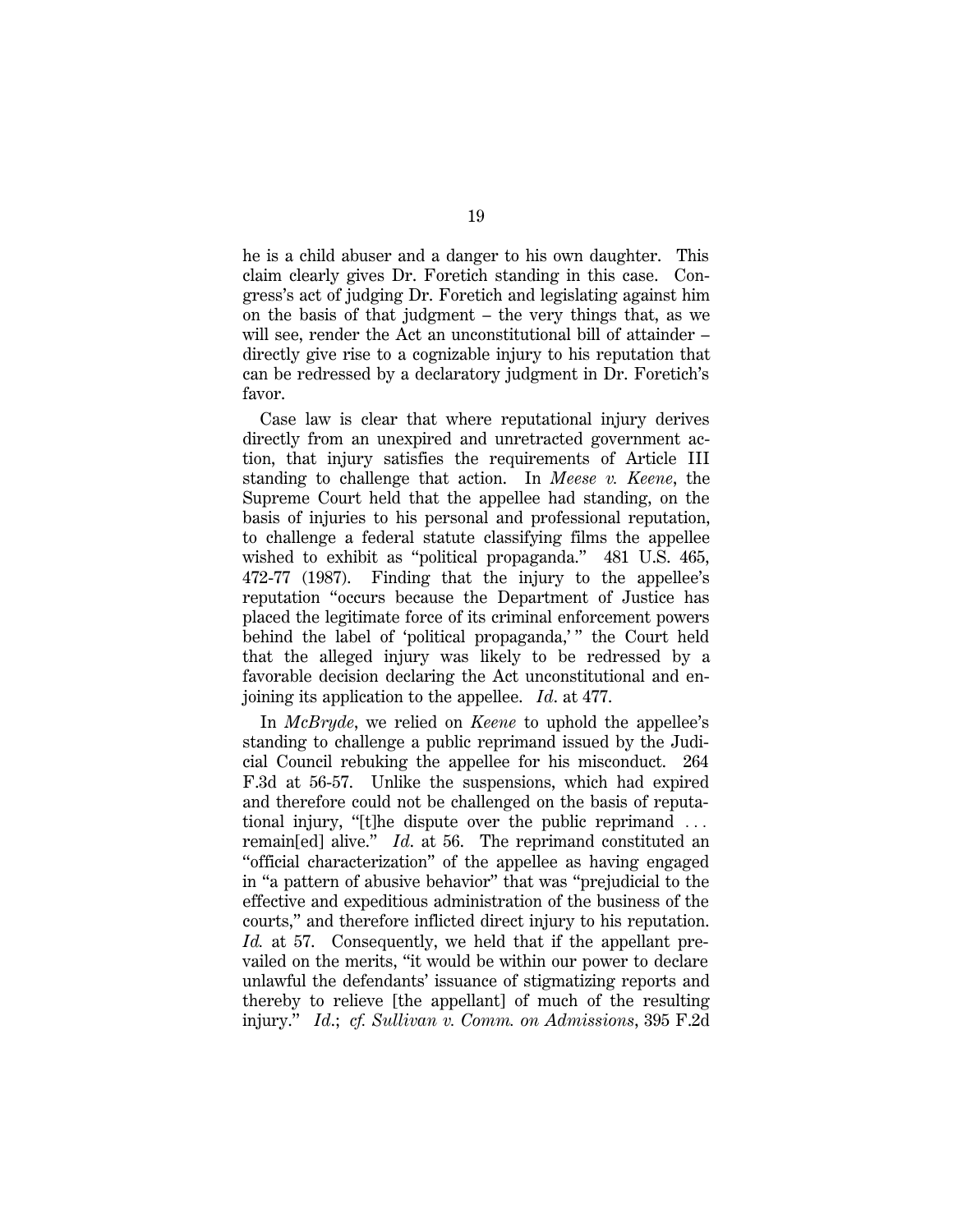he is a child abuser and a danger to his own daughter. This claim clearly gives Dr. Foretich standing in this case. Congress's act of judging Dr. Foretich and legislating against him on the basis of that judgment – the very things that, as we will see, render the Act an unconstitutional bill of attainder – directly give rise to a cognizable injury to his reputation that can be redressed by a declaratory judgment in Dr. Foretich's favor.

Case law is clear that where reputational injury derives directly from an unexpired and unretracted government action, that injury satisfies the requirements of Article III standing to challenge that action. In *Meese v. Keene*, the Supreme Court held that the appellee had standing, on the basis of injuries to his personal and professional reputation, to challenge a federal statute classifying films the appellee wished to exhibit as "political propaganda." 481 U.S. 465, 472-77 (1987). Finding that the injury to the appellee's reputation "occurs because the Department of Justice has placed the legitimate force of its criminal enforcement powers behind the label of 'political propaganda,'" the Court held that the alleged injury was likely to be redressed by a favorable decision declaring the Act unconstitutional and enjoining its application to the appellee. *Id.* at 477.

In *McBryde*, we relied on *Keene* to uphold the appellee's standing to challenge a public reprimand issued by the Judicial Council rebuking the appellee for his misconduct. 264 F.3d at 56-57. Unlike the suspensions, which had expired and therefore could not be challenged on the basis of reputational injury, "[t]he dispute over the public reprimand ... remain[ed] alive." *Id.* at 56. The reprimand constituted an "official characterization" of the appellee as having engaged in "a pattern of abusive behavior" that was "prejudicial to the effective and expeditious administration of the business of the courts," and therefore inflicted direct injury to his reputation. *Id.* at 57. Consequently, we held that if the appellant prevailed on the merits, "it would be within our power to declare unlawful the defendants' issuance of stigmatizing reports and thereby to relieve [the appellant] of much of the resulting injury." *Id.*; *cf. Sullivan v. Comm. on Admissions*, 395 F.2d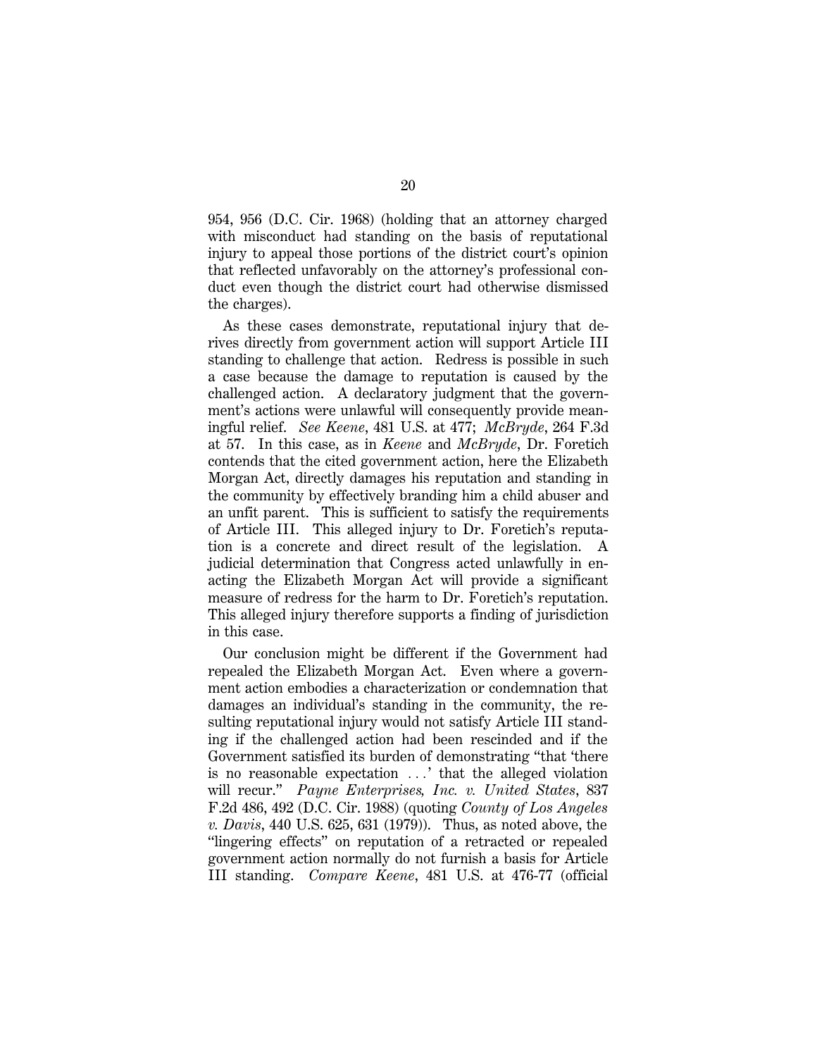954, 956 (D.C. Cir. 1968) (holding that an attorney charged with misconduct had standing on the basis of reputational injury to appeal those portions of the district court's opinion that reflected unfavorably on the attorney's professional conduct even though the district court had otherwise dismissed the charges).

As these cases demonstrate, reputational injury that derives directly from government action will support Article III standing to challenge that action. Redress is possible in such a case because the damage to reputation is caused by the challenged action. A declaratory judgment that the government's actions were unlawful will consequently provide meaningful relief. *See Keene*, 481 U.S. at 477; *McBryde*, 264 F.3d at 57. In this case, as in *Keene* and *McBryde*, Dr. Foretich contends that the cited government action, here the Elizabeth Morgan Act, directly damages his reputation and standing in the community by effectively branding him a child abuser and an unfit parent. This is sufficient to satisfy the requirements of Article III. This alleged injury to Dr. Foretich's reputation is a concrete and direct result of the legislation. A judicial determination that Congress acted unlawfully in enacting the Elizabeth Morgan Act will provide a significant measure of redress for the harm to Dr. Foretich's reputation. This alleged injury therefore supports a finding of jurisdiction in this case.

Our conclusion might be different if the Government had repealed the Elizabeth Morgan Act. Even where a government action embodies a characterization or condemnation that damages an individual's standing in the community, the resulting reputational injury would not satisfy Article III standing if the challenged action had been rescinded and if the Government satisfied its burden of demonstrating "that 'there is no reasonable expectation . . .' that the alleged violation will recur." *Payne Enterprises, Inc. v. United States*, 837 F.2d 486, 492 (D.C. Cir. 1988) (quoting *County of Los Angeles v. Davis*, 440 U.S. 625, 631 (1979)). Thus, as noted above, the "lingering effects" on reputation of a retracted or repealed government action normally do not furnish a basis for Article III standing. *Compare Keene*, 481 U.S. at 476-77 (official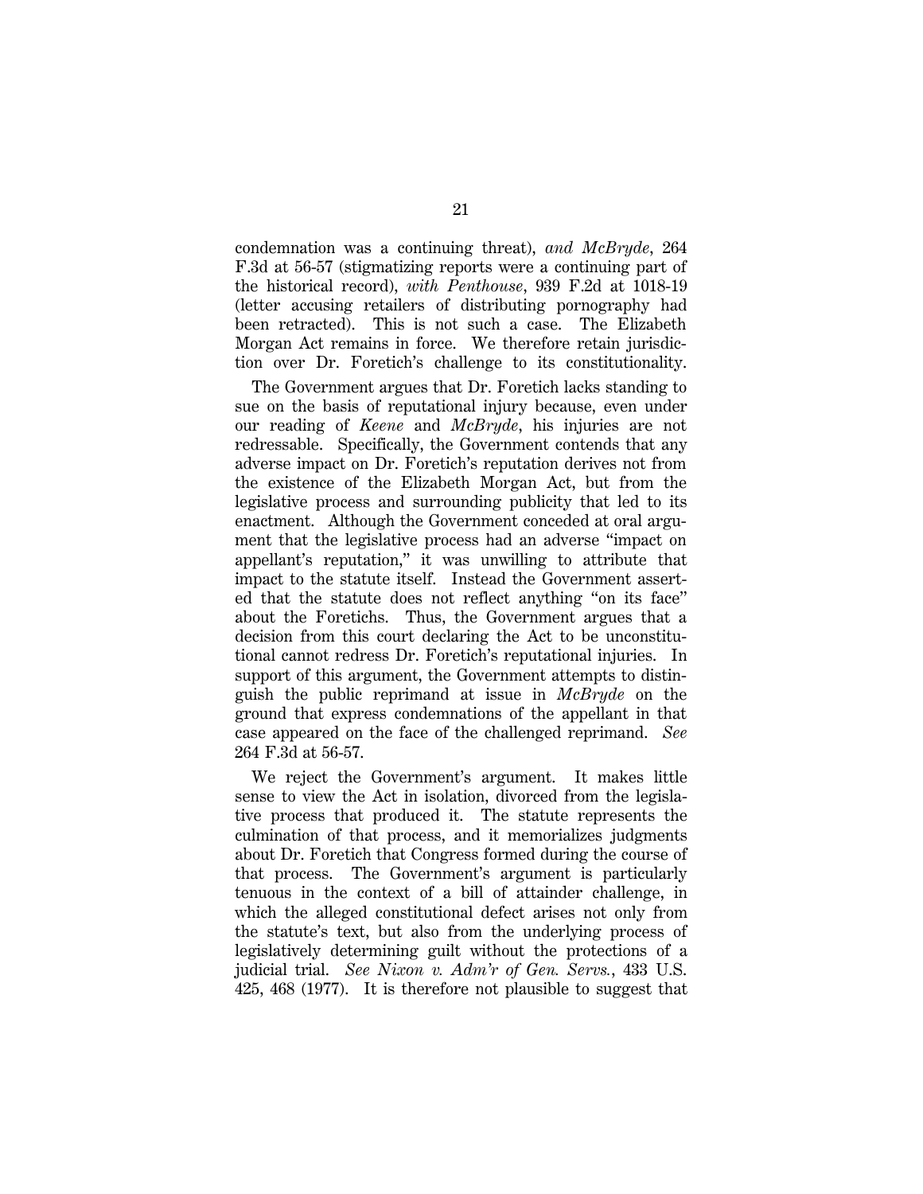condemnation was a continuing threat), *and McBryde*, 264 F.3d at 56-57 (stigmatizing reports were a continuing part of the historical record), *with Penthouse*, 939 F.2d at 1018-19 (letter accusing retailers of distributing pornography had been retracted). This is not such a case. The Elizabeth Morgan Act remains in force. We therefore retain jurisdiction over Dr. Foretich's challenge to its constitutionality.

The Government argues that Dr. Foretich lacks standing to sue on the basis of reputational injury because, even under our reading of *Keene* and *McBryde*, his injuries are not redressable. Specifically, the Government contends that any adverse impact on Dr. Foretich's reputation derives not from the existence of the Elizabeth Morgan Act, but from the legislative process and surrounding publicity that led to its enactment. Although the Government conceded at oral argument that the legislative process had an adverse "impact on appellant's reputation," it was unwilling to attribute that impact to the statute itself. Instead the Government asserted that the statute does not reflect anything "on its face" about the Foretichs. Thus, the Government argues that a decision from this court declaring the Act to be unconstitutional cannot redress Dr. Foretich's reputational injuries. In support of this argument, the Government attempts to distinguish the public reprimand at issue in *McBryde* on the ground that express condemnations of the appellant in that case appeared on the face of the challenged reprimand. *See* 264 F.3d at 56-57.

We reject the Government's argument. It makes little sense to view the Act in isolation, divorced from the legislative process that produced it. The statute represents the culmination of that process, and it memorializes judgments about Dr. Foretich that Congress formed during the course of that process. The Government's argument is particularly tenuous in the context of a bill of attainder challenge, in which the alleged constitutional defect arises not only from the statute's text, but also from the underlying process of legislatively determining guilt without the protections of a judicial trial. *See Nixon v. Adm'r of Gen. Servs.*, 433 U.S. 425, 468 (1977). It is therefore not plausible to suggest that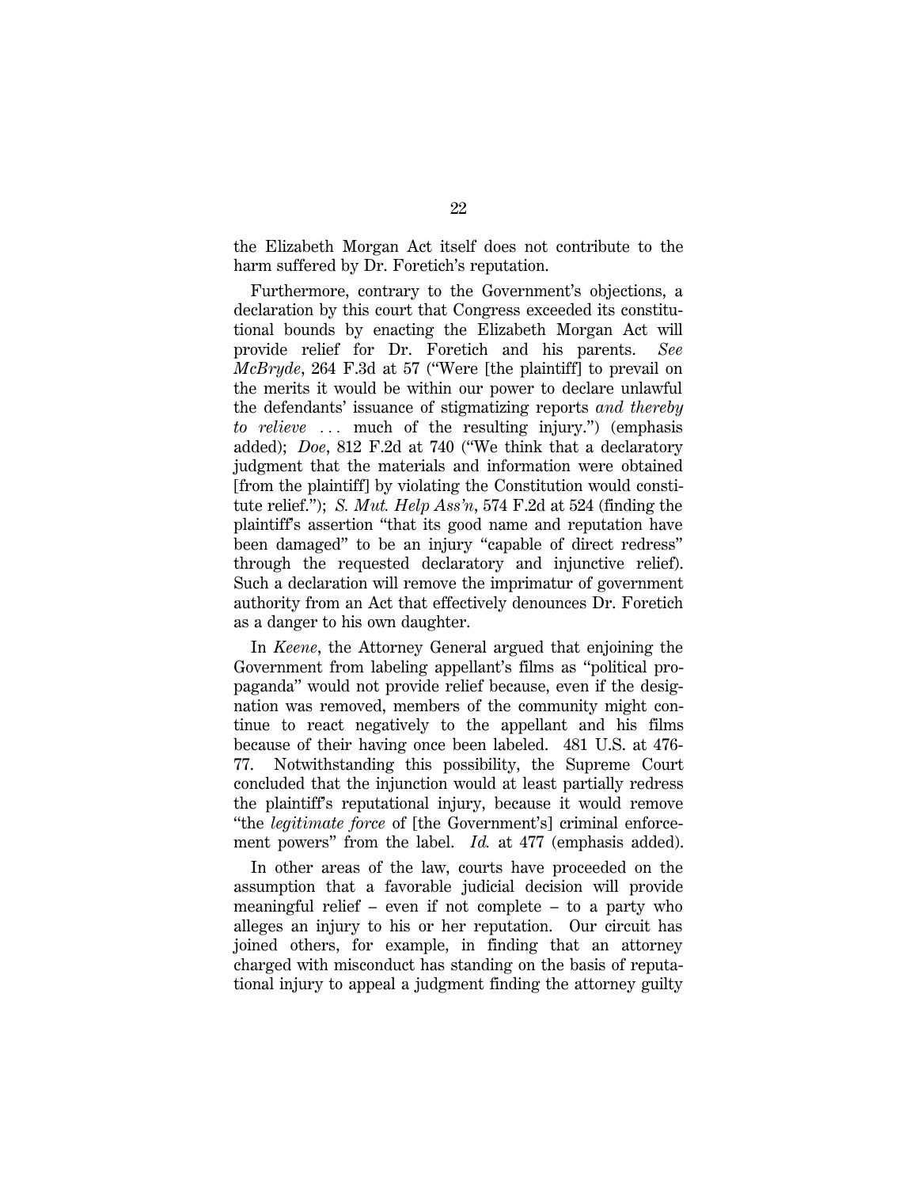the Elizabeth Morgan Act itself does not contribute to the harm suffered by Dr. Foretich's reputation.

Furthermore, contrary to the Government's objections, a declaration by this court that Congress exceeded its constitutional bounds by enacting the Elizabeth Morgan Act will provide relief for Dr. Foretich and his parents. *See McBryde*, 264 F.3d at 57 ("Were [the plaintiff] to prevail on the merits it would be within our power to declare unlawful the defendants' issuance of stigmatizing reports *and thereby to relieve* . . . much of the resulting injury.") (emphasis added); *Doe*, 812 F.2d at 740 ("We think that a declaratory judgment that the materials and information were obtained [from the plaintiff] by violating the Constitution would constitute relief."); *S. Mut. Help Ass'n*, 574 F.2d at 524 (finding the plaintiff's assertion "that its good name and reputation have been damaged" to be an injury "capable of direct redress" through the requested declaratory and injunctive relief). Such a declaration will remove the imprimatur of government authority from an Act that effectively denounces Dr. Foretich as a danger to his own daughter.

In *Keene*, the Attorney General argued that enjoining the Government from labeling appellant's films as "political propaganda" would not provide relief because, even if the designation was removed, members of the community might continue to react negatively to the appellant and his films because of their having once been labeled. 481 U.S. at 476-77. Notwithstanding this possibility, the Supreme Court concluded that the injunction would at least partially redress the plaintiff's reputational injury, because it would remove "the *legitimate force* of [the Government's] criminal enforcement powers" from the label. *Id.* at 477 (emphasis added).

In other areas of the law, courts have proceeded on the assumption that a favorable judicial decision will provide meaningful relief – even if not complete – to a party who alleges an injury to his or her reputation. Our circuit has joined others, for example, in finding that an attorney charged with misconduct has standing on the basis of reputational injury to appeal a judgment finding the attorney guilty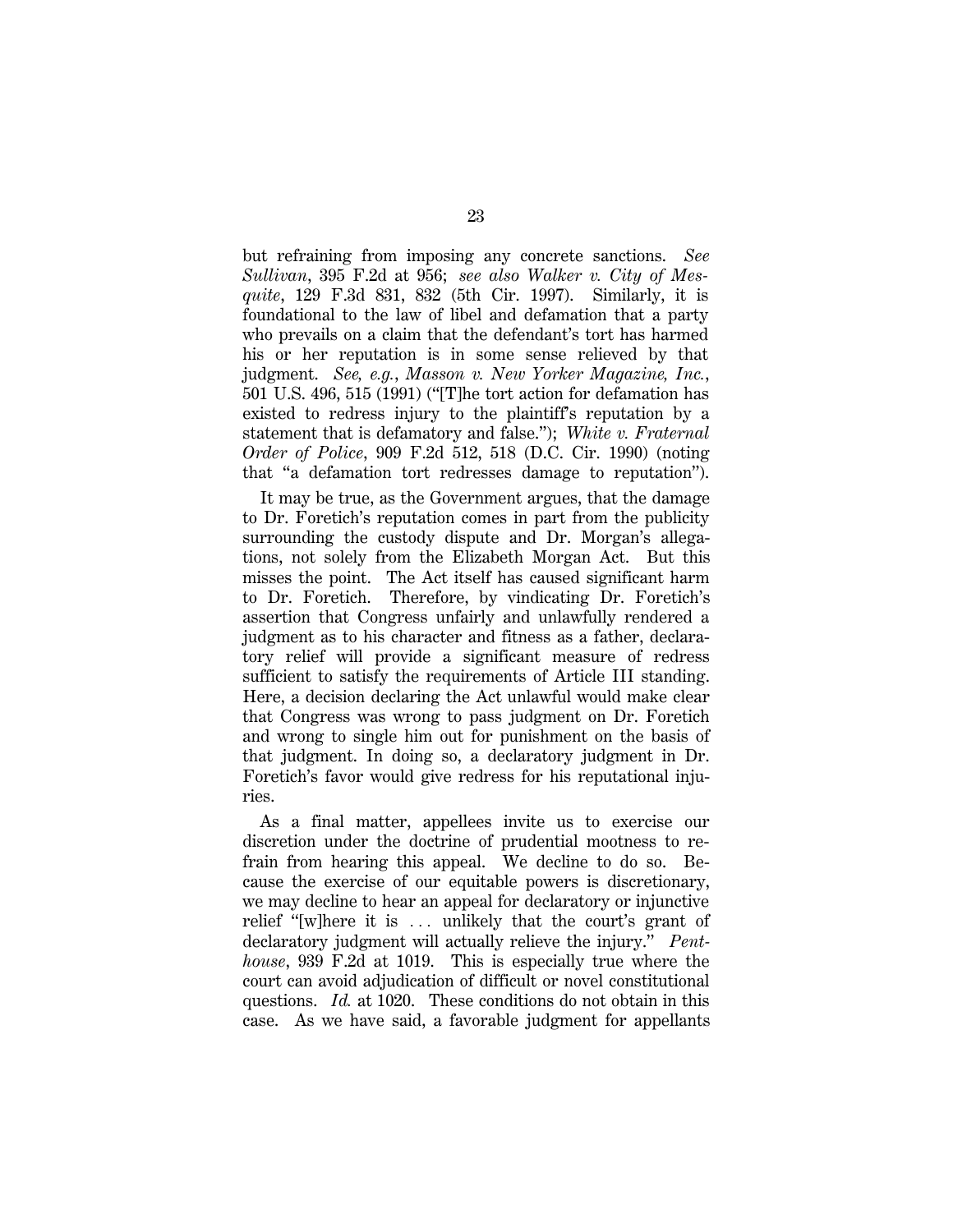but refraining from imposing any concrete sanctions. *See Sullivan*, 395 F.2d at 956; *see also Walker v. City of Mesquite*, 129 F.3d 831, 832 (5th Cir. 1997). Similarly, it is foundational to the law of libel and defamation that a party who prevails on a claim that the defendant's tort has harmed his or her reputation is in some sense relieved by that judgment. *See, e.g.*, *Masson v. New Yorker Magazine, Inc.*, 501 U.S. 496, 515 (1991) ("[T]he tort action for defamation has existed to redress injury to the plaintiff's reputation by a statement that is defamatory and false."); *White v. Fraternal Order of Police*, 909 F.2d 512, 518 (D.C. Cir. 1990) (noting that "a defamation tort redresses damage to reputation").

It may be true, as the Government argues, that the damage to Dr. Foretich's reputation comes in part from the publicity surrounding the custody dispute and Dr. Morgan's allegations, not solely from the Elizabeth Morgan Act. But this misses the point. The Act itself has caused significant harm to Dr. Foretich. Therefore, by vindicating Dr. Foretich's assertion that Congress unfairly and unlawfully rendered a judgment as to his character and fitness as a father, declaratory relief will provide a significant measure of redress sufficient to satisfy the requirements of Article III standing. Here, a decision declaring the Act unlawful would make clear that Congress was wrong to pass judgment on Dr. Foretich and wrong to single him out for punishment on the basis of that judgment. In doing so, a declaratory judgment in Dr. Foretich's favor would give redress for his reputational injuries.

As a final matter, appellees invite us to exercise our discretion under the doctrine of prudential mootness to refrain from hearing this appeal. We decline to do so. Because the exercise of our equitable powers is discretionary, we may decline to hear an appeal for declaratory or injunctive relief "[w]here it is ... unlikely that the court's grant of declaratory judgment will actually relieve the injury." *Penthouse*, 939 F.2d at 1019. This is especially true where the court can avoid adjudication of difficult or novel constitutional questions. *Id.* at 1020. These conditions do not obtain in this case. As we have said, a favorable judgment for appellants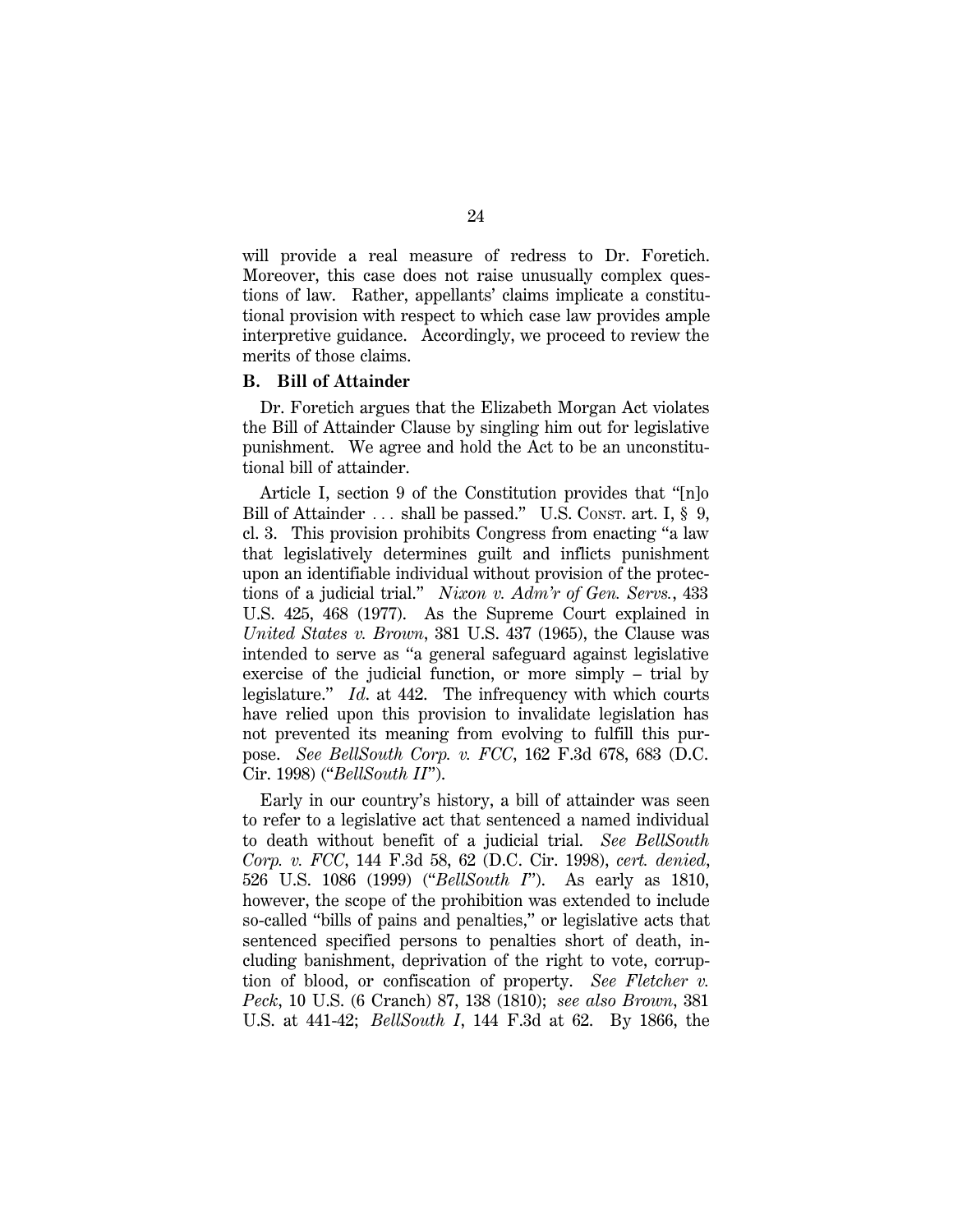will provide a real measure of redress to Dr. Foretich. Moreover, this case does not raise unusually complex questions of law. Rather, appellants' claims implicate a constitutional provision with respect to which case law provides ample interpretive guidance. Accordingly, we proceed to review the merits of those claims.

### B. Bill of Attainder

Dr. Foretich argues that the Elizabeth Morgan Act violates the Bill of Attainder Clause by singling him out for legislative punishment. We agree and hold the Act to be an unconstitutional bill of attainder.

Article I, section 9 of the Constitution provides that "[n]o Bill of Attainder . . . shall be passed." U.S. CONST. art. I, § 9, cl. 3. This provision prohibits Congress from enacting "a law that legislatively determines guilt and inflicts punishment upon an identifiable individual without provision of the protections of a judicial trial." *Nixon v. Adm'r of Gen. Servs.*, 433 U.S. 425, 468 (1977). As the Supreme Court explained in *United States v. Brown*, 381 U.S. 437 (1965), the Clause was intended to serve as "a general safeguard against legislative exercise of the judicial function, or more simply – trial by legislature." *Id.* at 442. The infrequency with which courts have relied upon this provision to invalidate legislation has not prevented its meaning from evolving to fulfill this purpose. *See BellSouth Corp. v. FCC*, 162 F.3d 678, 683 (D.C. Cir. 1998) ("*BellSouth II*").

Early in our country's history, a bill of attainder was seen to refer to a legislative act that sentenced a named individual to death without benefit of a judicial trial. *See BellSouth Corp. v. FCC*, 144 F.3d 58, 62 (D.C. Cir. 1998), *cert. denied*, 526 U.S. 1086 (1999) ("*BellSouth I*"). As early as 1810, however, the scope of the prohibition was extended to include so-called "bills of pains and penalties," or legislative acts that sentenced specified persons to penalties short of death, including banishment, deprivation of the right to vote, corruption of blood, or confiscation of property. *See Fletcher v. Peck*, 10 U.S. (6 Cranch) 87, 138 (1810); *see also Brown*, 381 U.S. at 441-42; *BellSouth I*, 144 F.3d at 62. By 1866, the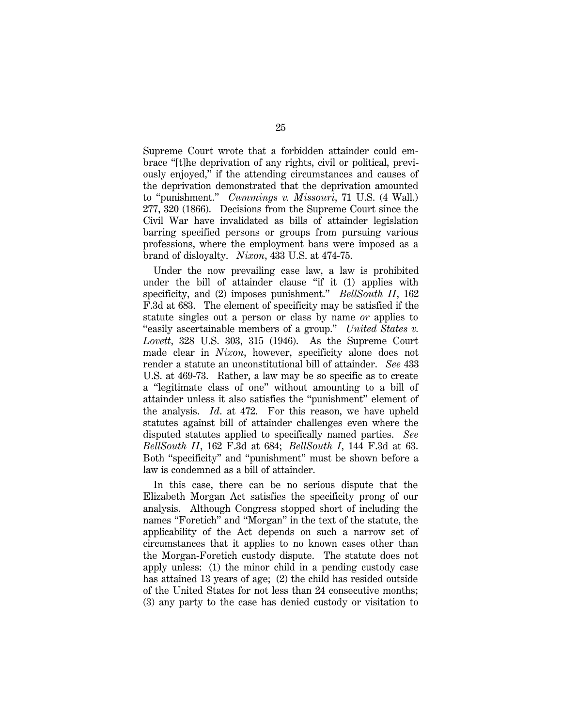Supreme Court wrote that a forbidden attainder could embrace "[t]he deprivation of any rights, civil or political, previously enjoyed," if the attending circumstances and causes of the deprivation demonstrated that the deprivation amounted to "punishment." *Cummings v. Missouri*, 71 U.S. (4 Wall.) 277, 320 (1866). Decisions from the Supreme Court since the Civil War have invalidated as bills of attainder legislation barring specified persons or groups from pursuing various professions, where the employment bans were imposed as a brand of disloyalty. *Nixon*, 433 U.S. at 474-75.

Under the now prevailing case law, a law is prohibited under the bill of attainder clause "if it (1) applies with specificity, and (2) imposes punishment." *BellSouth II*, 162 F.3d at 683. The element of specificity may be satisfied if the statute singles out a person or class by name *or* applies to "easily ascertainable members of a group." *United States v. Lovett*, 328 U.S. 303, 315 (1946). As the Supreme Court made clear in *Nixon*, however, specificity alone does not render a statute an unconstitutional bill of attainder. *See* 433 U.S. at 469-73. Rather, a law may be so specific as to create a "legitimate class of one" without amounting to a bill of attainder unless it also satisfies the "punishment" element of the analysis. *Id*. at 472. For this reason, we have upheld statutes against bill of attainder challenges even where the disputed statutes applied to specifically named parties. *See BellSouth II*, 162 F.3d at 684; *BellSouth I*, 144 F.3d at 63. Both "specificity" and "punishment" must be shown before a law is condemned as a bill of attainder.

In this case, there can be no serious dispute that the Elizabeth Morgan Act satisfies the specificity prong of our analysis. Although Congress stopped short of including the names "Foretich" and "Morgan" in the text of the statute, the applicability of the Act depends on such a narrow set of circumstances that it applies to no known cases other than the Morgan-Foretich custody dispute. The statute does not apply unless: (1) the minor child in a pending custody case has attained 13 years of age; (2) the child has resided outside of the United States for not less than 24 consecutive months; (3) any party to the case has denied custody or visitation to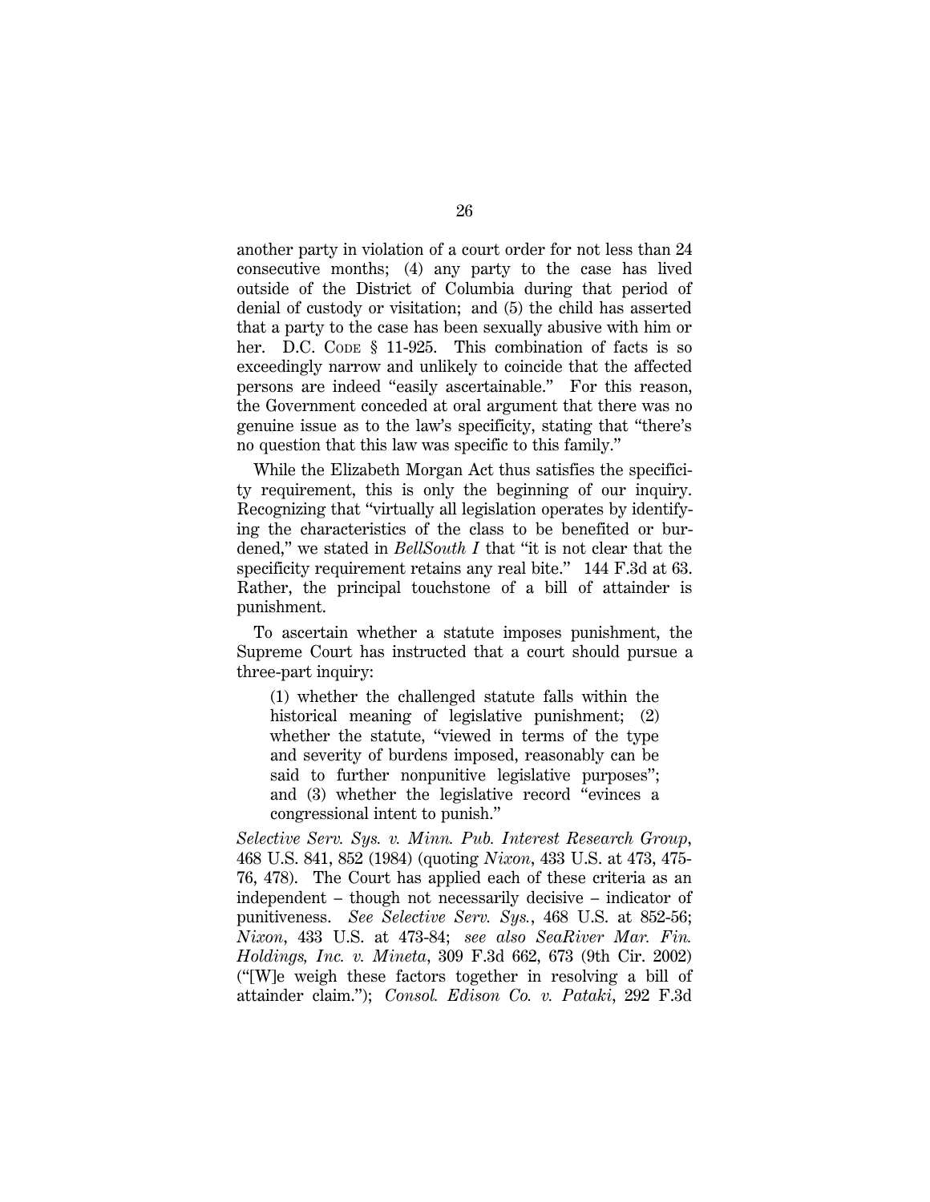another party in violation of a court order for not less than 24 consecutive months; (4) any party to the case has lived outside of the District of Columbia during that period of denial of custody or visitation; and (5) the child has asserted that a party to the case has been sexually abusive with him or her. D.C. CODE § 11-925. This combination of facts is so exceedingly narrow and unlikely to coincide that the affected persons are indeed "easily ascertainable." For this reason, the Government conceded at oral argument that there was no genuine issue as to the law's specificity, stating that "there's no question that this law was specific to this family."

While the Elizabeth Morgan Act thus satisfies the specificity requirement, this is only the beginning of our inquiry. Recognizing that "virtually all legislation operates by identifying the characteristics of the class to be benefited or burdened," we stated in *BellSouth I* that "it is not clear that the specificity requirement retains any real bite." 144 F.3d at 63. Rather, the principal touchstone of a bill of attainder is punishment.

To ascertain whether a statute imposes punishment, the Supreme Court has instructed that a court should pursue a three-part inquiry:

> (1) whether the challenged statute falls within the historical meaning of legislative punishment; (2) whether the statute, "viewed in terms of the type and severity of burdens imposed, reasonably can be said to further nonpunitive legislative purposes"; and (3) whether the legislative record "evinces a congressional intent to punish."

*Selective Serv. Sys. v. Minn. Pub. Interest Research Group*, 468 U.S. 841, 852 (1984) (quoting *Nixon*, 433 U.S. at 473, 475-76, 478). The Court has applied each of these criteria as an independent – though not necessarily decisive – indicator of punitiveness. *See Selective Serv. Sys.*, 468 U.S. at 852-56; *Nixon*, 433 U.S. at 473-84; *see also SeaRiver Mar. Fin. Holdings, Inc. v. Mineta*, 309 F.3d 662, 673 (9th Cir. 2002) ("[W]e weigh these factors together in resolving a bill of attainder claim."); *Consol. Edison Co. v. Pataki*, 292 F.3d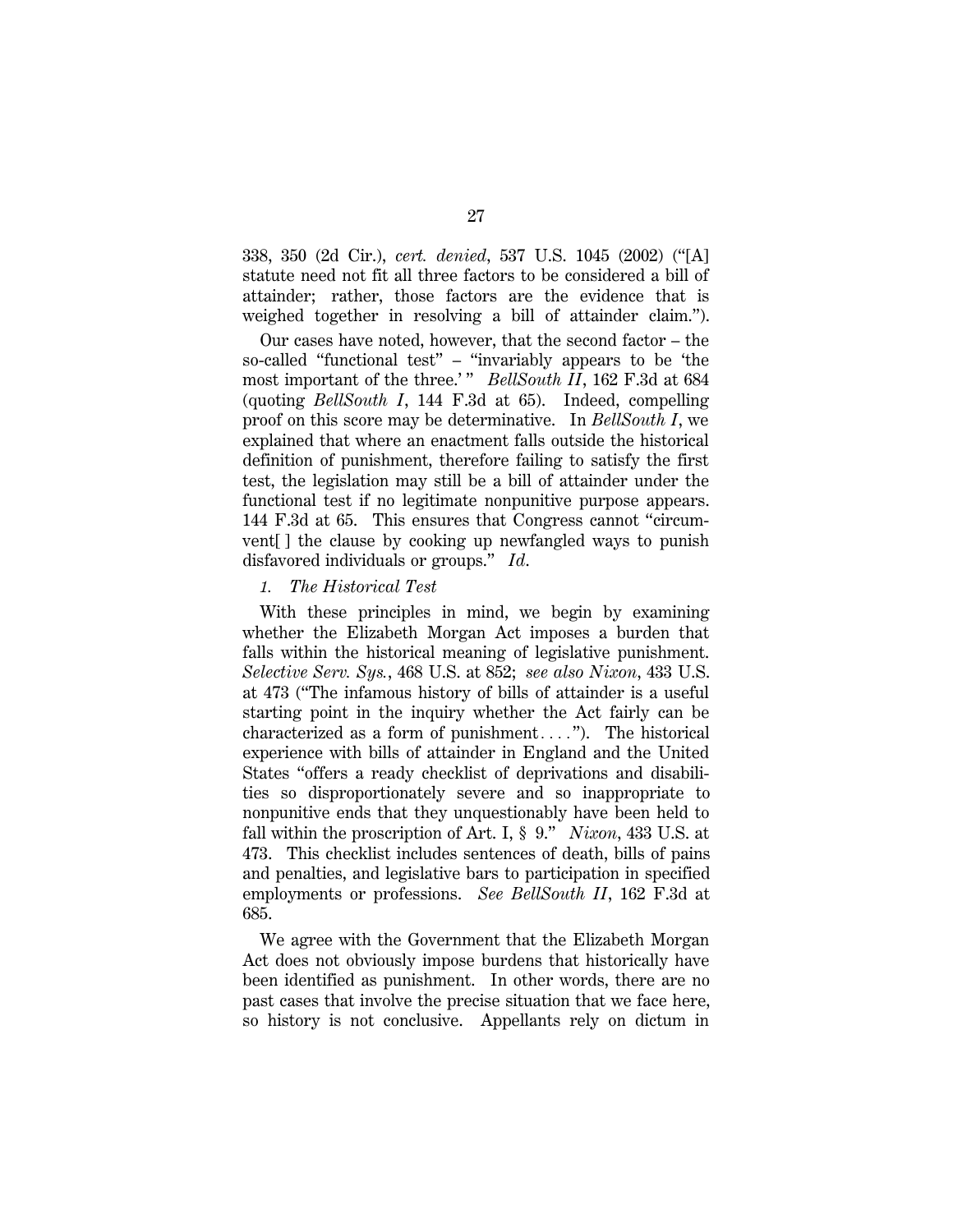338, 350 (2d Cir.), *cert. denied*, 537 U.S. 1045 (2002) ("[A] statute need not fit all three factors to be considered a bill of attainder; rather, those factors are the evidence that is weighed together in resolving a bill of attainder claim.").

Our cases have noted, however, that the second factor – the so-called "functional test" – "invariably appears to be 'the most important of the three.'" *BellSouth II*, 162 F.3d at 684 (quoting *BellSouth I*, 144 F.3d at 65). Indeed, compelling proof on this score may be determinative. In *BellSouth I*, we explained that where an enactment falls outside the historical definition of punishment, therefore failing to satisfy the first test, the legislation may still be a bill of attainder under the functional test if no legitimate nonpunitive purpose appears. 144 F.3d at 65. This ensures that Congress cannot "circumvent[ ] the clause by cooking up newfangled ways to punish disfavored individuals or groups." *Id*.

*1. The Historical Test*

With these principles in mind, we begin by examining whether the Elizabeth Morgan Act imposes a burden that falls within the historical meaning of legislative punishment. *Selective Serv. Sys.*, 468 U.S. at 852; *see also Nixon*, 433 U.S. at 473 ("The infamous history of bills of attainder is a useful starting point in the inquiry whether the Act fairly can be characterized as a form of punishment . . . ."). The historical experience with bills of attainder in England and the United States "offers a ready checklist of deprivations and disabilities so disproportionately severe and so inappropriate to nonpunitive ends that they unquestionably have been held to fall within the proscription of Art. I, § 9." *Nixon*, 433 U.S. at 473. This checklist includes sentences of death, bills of pains and penalties, and legislative bars to participation in specified employments or professions. *See BellSouth II*, 162 F.3d at 685.

We agree with the Government that the Elizabeth Morgan Act does not obviously impose burdens that historically have been identified as punishment. In other words, there are no past cases that involve the precise situation that we face here, so history is not conclusive. Appellants rely on dictum in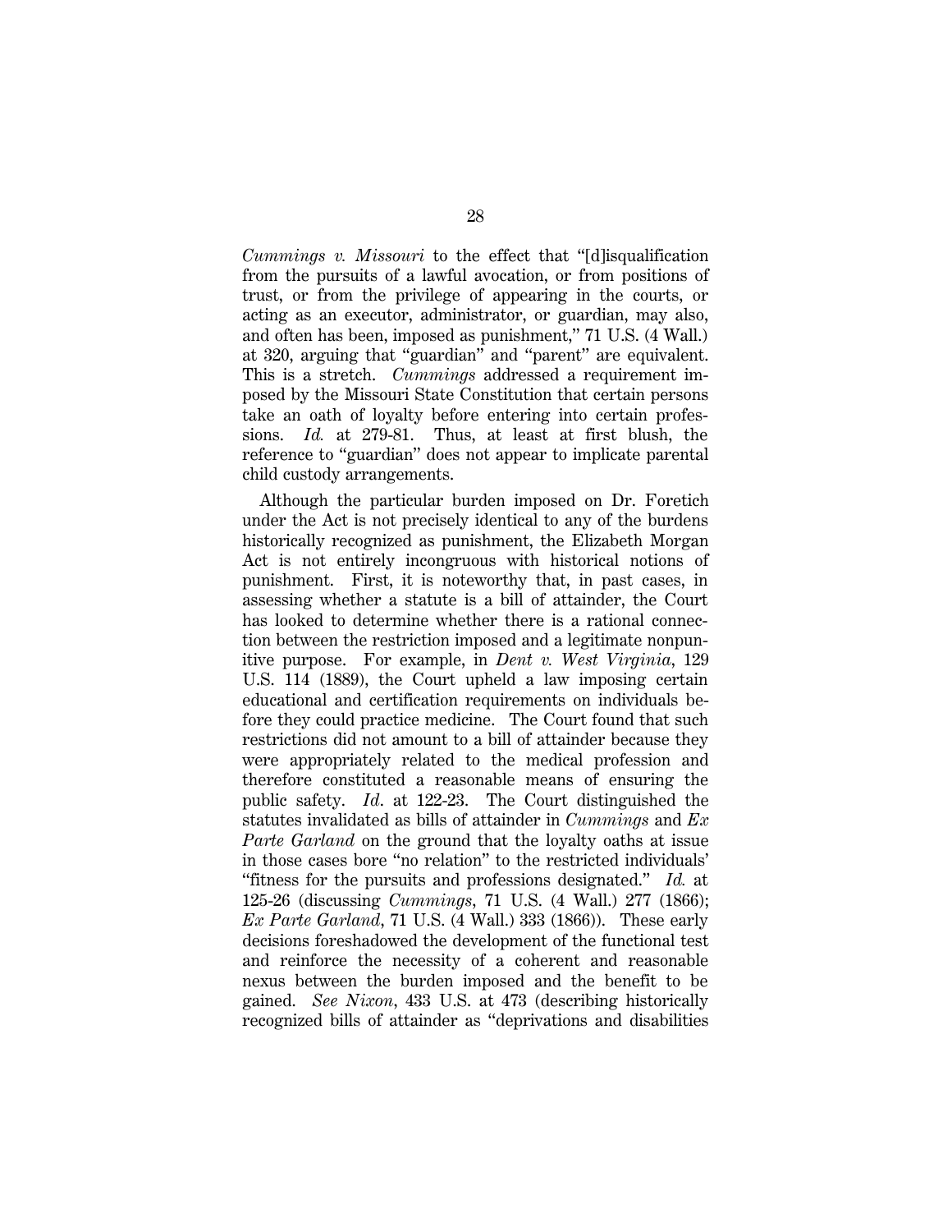*Cummings v. Missouri* to the effect that "[d]isqualification from the pursuits of a lawful avocation, or from positions of trust, or from the privilege of appearing in the courts, or acting as an executor, administrator, or guardian, may also, and often has been, imposed as punishment," 71 U.S. (4 Wall.) at 320, arguing that "guardian" and "parent" are equivalent. This is a stretch. *Cummings* addressed a requirement imposed by the Missouri State Constitution that certain persons take an oath of loyalty before entering into certain professions. *Id.* at 279-81. Thus, at least at first blush, the reference to "guardian" does not appear to implicate parental child custody arrangements.

Although the particular burden imposed on Dr. Foretich under the Act is not precisely identical to any of the burdens historically recognized as punishment, the Elizabeth Morgan Act is not entirely incongruous with historical notions of punishment. First, it is noteworthy that, in past cases, in assessing whether a statute is a bill of attainder, the Court has looked to determine whether there is a rational connection between the restriction imposed and a legitimate nonpunitive purpose. For example, in *Dent v. West Virginia*, 129 U.S. 114 (1889), the Court upheld a law imposing certain educational and certification requirements on individuals before they could practice medicine. The Court found that such restrictions did not amount to a bill of attainder because they were appropriately related to the medical profession and therefore constituted a reasonable means of ensuring the public safety. *Id*. at 122-23. The Court distinguished the statutes invalidated as bills of attainder in *Cummings* and *Ex Parte Garland* on the ground that the loyalty oaths at issue in those cases bore "no relation" to the restricted individuals' "fitness for the pursuits and professions designated." *Id.* at 125-26 (discussing *Cummings*, 71 U.S. (4 Wall.) 277 (1866); *Ex Parte Garland*, 71 U.S. (4 Wall.) 333 (1866)). These early decisions foreshadowed the development of the functional test and reinforce the necessity of a coherent and reasonable nexus between the burden imposed and the benefit to be gained. *See Nixon*, 433 U.S. at 473 (describing historically recognized bills of attainder as "deprivations and disabilities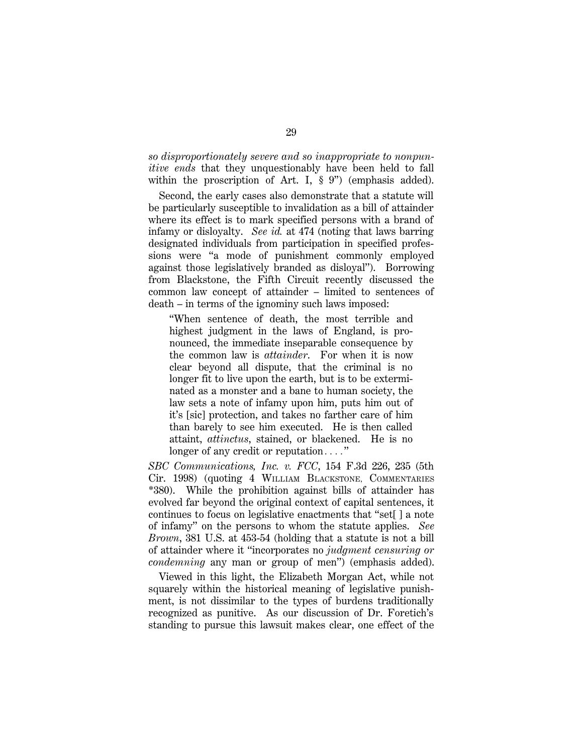*so disproportionately severe and so inappropriate to nonpunitive ends* that they unquestionably have been held to fall within the proscription of Art. I, § 9") (emphasis added).

Second, the early cases also demonstrate that a statute will be particularly susceptible to invalidation as a bill of attainder where its effect is to mark specified persons with a brand of infamy or disloyalty. *See id.* at 474 (noting that laws barring designated individuals from participation in specified professions were "a mode of punishment commonly employed against those legislatively branded as disloyal"). Borrowing from Blackstone, the Fifth Circuit recently discussed the common law concept of attainder – limited to sentences of death – in terms of the ignominy such laws imposed:

> "When sentence of death, the most terrible and highest judgment in the laws of England, is pronounced, the immediate inseparable consequence by the common law is *attainder*. For when it is now clear beyond all dispute, that the criminal is no longer fit to live upon the earth, but is to be exterminated as a monster and a bane to human society, the law sets a note of infamy upon him, puts him out of it's [sic] protection, and takes no farther care of him than barely to see him executed. He is then called attaint, *attinctus*, stained, or blackened. He is no longer of any credit or reputation. . . ."

*SBC Communications, Inc. v. FCC*, 154 F.3d 226, 235 (5th Cir. 1998) (quoting 4 WILLIAM BLACKSTONE, COMMENTARIES *380). While the prohibition against bills of attainder has evolved far beyond the original context of capital sentences, it continues to focus on legislative enactments that "set[ ] a note of infamy" on the persons to whom the statute applies. *See Brown*, 381 U.S. at 453-54 (holding that a statute is not a bill of attainder where it "incorporates no *judgment censuring or condemning* any man or group of men") (emphasis added).

Viewed in this light, the Elizabeth Morgan Act, while not squarely within the historical meaning of legislative punishment, is not dissimilar to the types of burdens traditionally recognized as punitive. As our discussion of Dr. Foretich's standing to pursue this lawsuit makes clear, one effect of the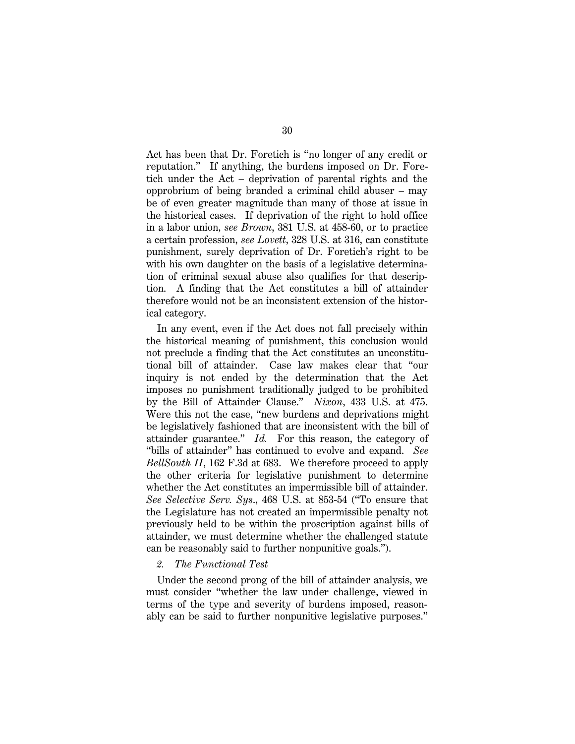Act has been that Dr. Foretich is "no longer of any credit or reputation." If anything, the burdens imposed on Dr. Foretich under the Act – deprivation of parental rights and the opprobrium of being branded a criminal child abuser – may be of even greater magnitude than many of those at issue in the historical cases. If deprivation of the right to hold office in a labor union, *see Brown*, 381 U.S. at 458-60, or to practice a certain profession, *see Lovett*, 328 U.S. at 316, can constitute punishment, surely deprivation of Dr. Foretich's right to be with his own daughter on the basis of a legislative determination of criminal sexual abuse also qualifies for that description. A finding that the Act constitutes a bill of attainder therefore would not be an inconsistent extension of the historical category.

In any event, even if the Act does not fall precisely within the historical meaning of punishment, this conclusion would not preclude a finding that the Act constitutes an unconstitutional bill of attainder. Case law makes clear that "our inquiry is not ended by the determination that the Act imposes no punishment traditionally judged to be prohibited by the Bill of Attainder Clause." *Nixon*, 433 U.S. at 475. Were this not the case, "new burdens and deprivations might be legislatively fashioned that are inconsistent with the bill of attainder guarantee." *Id.* For this reason, the category of "bills of attainder" has continued to evolve and expand. *See BellSouth II*, 162 F.3d at 683. We therefore proceed to apply the other criteria for legislative punishment to determine whether the Act constitutes an impermissible bill of attainder. *See Selective Serv. Sys.*, 468 U.S. at 853-54 ("To ensure that the Legislature has not created an impermissible penalty not previously held to be within the proscription against bills of attainder, we must determine whether the challenged statute can be reasonably said to further nonpunitive goals.").

*2. The Functional Test*

Under the second prong of the bill of attainder analysis, we must consider "whether the law under challenge, viewed in terms of the type and severity of burdens imposed, reasonably can be said to further nonpunitive legislative purposes."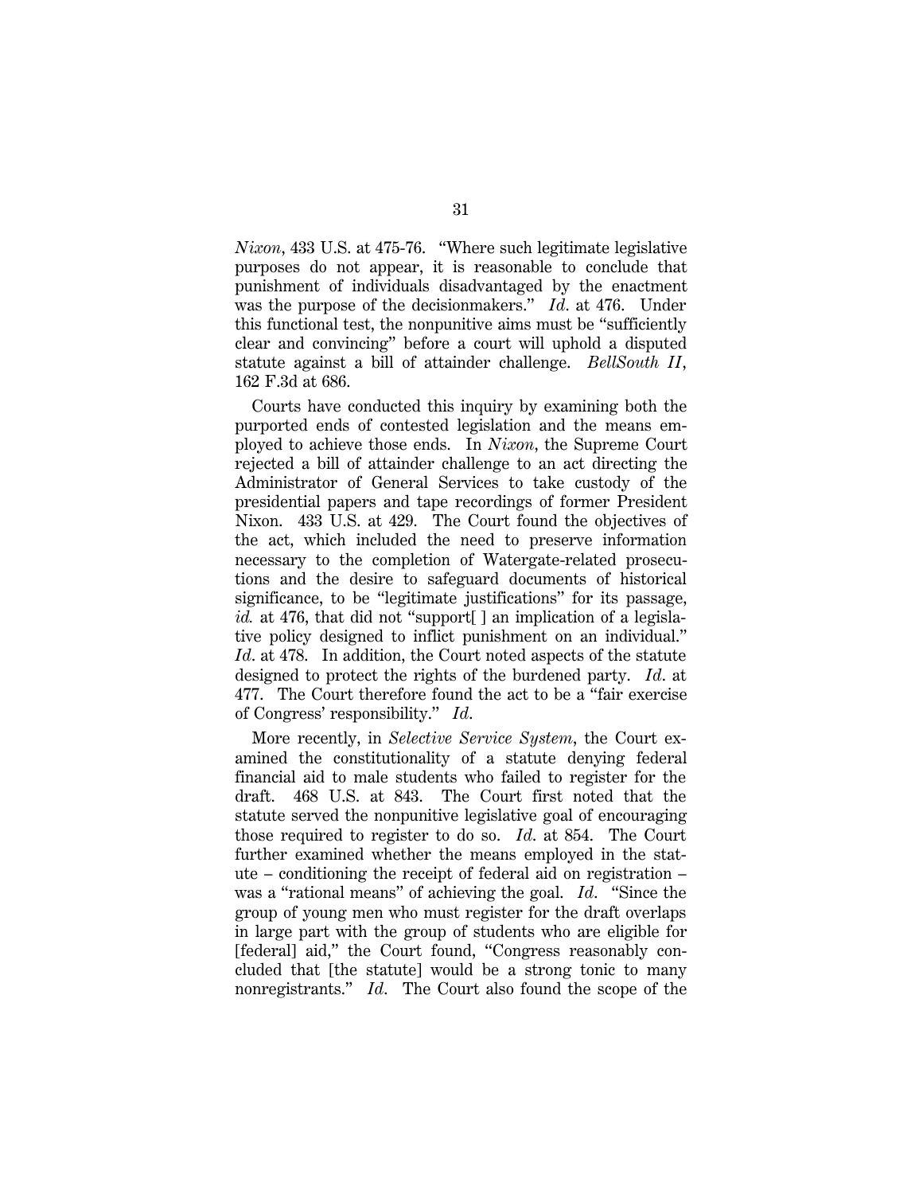*Nixon*, 433 U.S. at 475-76. "Where such legitimate legislative purposes do not appear, it is reasonable to conclude that punishment of individuals disadvantaged by the enactment was the purpose of the decisionmakers." *Id*. at 476. Under this functional test, the nonpunitive aims must be "sufficiently clear and convincing" before a court will uphold a disputed statute against a bill of attainder challenge. *BellSouth II*, 162 F.3d at 686.

Courts have conducted this inquiry by examining both the purported ends of contested legislation and the means employed to achieve those ends. In *Nixon*, the Supreme Court rejected a bill of attainder challenge to an act directing the Administrator of General Services to take custody of the presidential papers and tape recordings of former President Nixon. 433 U.S. at 429. The Court found the objectives of the act, which included the need to preserve information necessary to the completion of Watergate-related prosecutions and the desire to safeguard documents of historical significance, to be "legitimate justifications" for its passage, *id.* at 476, that did not "support[ ] an implication of a legislative policy designed to inflict punishment on an individual." *Id*. at 478. In addition, the Court noted aspects of the statute designed to protect the rights of the burdened party. *Id*. at 477. The Court therefore found the act to be a "fair exercise of Congress' responsibility." *Id*.

More recently, in *Selective Service System*, the Court examined the constitutionality of a statute denying federal financial aid to male students who failed to register for the draft. 468 U.S. at 843. The Court first noted that the statute served the nonpunitive legislative goal of encouraging those required to register to do so. *Id*. at 854. The Court further examined whether the means employed in the statute – conditioning the receipt of federal aid on registration – was a "rational means" of achieving the goal. *Id*. "Since the group of young men who must register for the draft overlaps in large part with the group of students who are eligible for [federal] aid," the Court found, "Congress reasonably concluded that [the statute] would be a strong tonic to many nonregistrants." *Id*. The Court also found the scope of the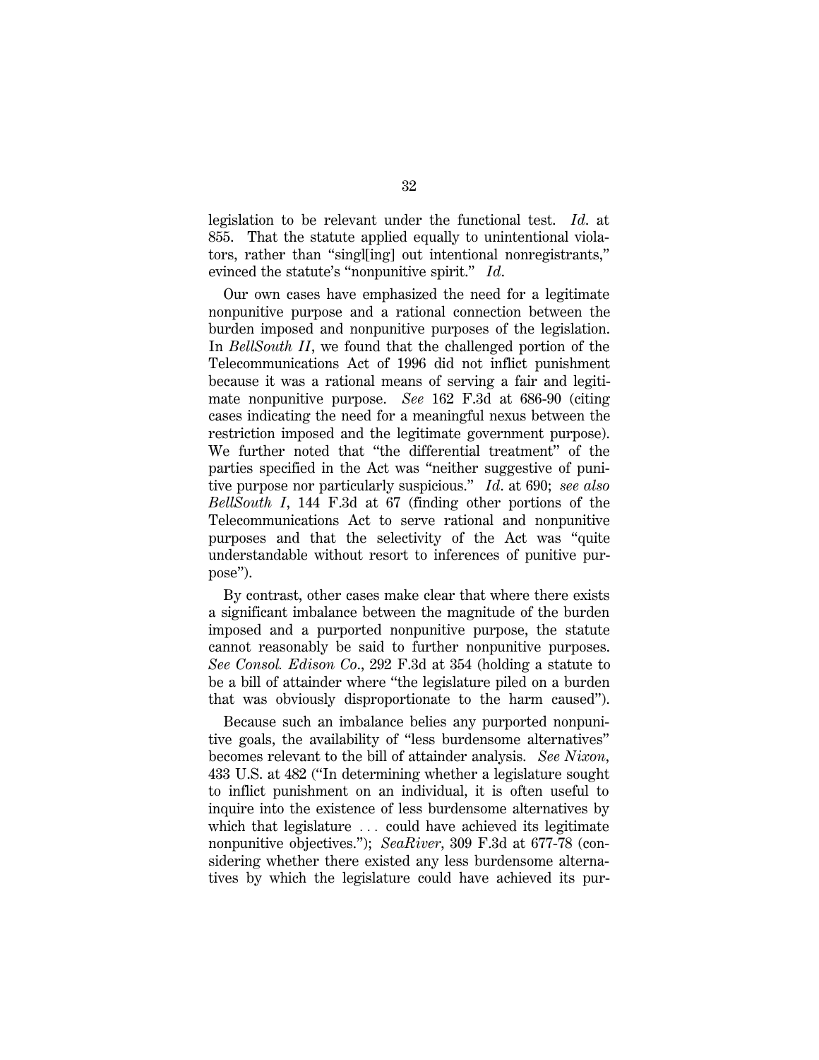legislation to be relevant under the functional test. *Id.* at 855. That the statute applied equally to unintentional violators, rather than "singl[ing] out intentional nonregistrants," evinced the statute's "nonpunitive spirit." *Id.*

Our own cases have emphasized the need for a legitimate nonpunitive purpose and a rational connection between the burden imposed and nonpunitive purposes of the legislation. In *BellSouth II*, we found that the challenged portion of the Telecommunications Act of 1996 did not inflict punishment because it was a rational means of serving a fair and legitimate nonpunitive purpose. *See* 162 F.3d at 686-90 (citing cases indicating the need for a meaningful nexus between the restriction imposed and the legitimate government purpose). We further noted that "the differential treatment" of the parties specified in the Act was "neither suggestive of punitive purpose nor particularly suspicious." *Id.* at 690; *see also BellSouth I*, 144 F.3d at 67 (finding other portions of the Telecommunications Act to serve rational and nonpunitive purposes and that the selectivity of the Act was "quite understandable without resort to inferences of punitive purpose").

By contrast, other cases make clear that where there exists a significant imbalance between the magnitude of the burden imposed and a purported nonpunitive purpose, the statute cannot reasonably be said to further nonpunitive purposes. *See Consol. Edison Co.*, 292 F.3d at 354 (holding a statute to be a bill of attainder where "the legislature piled on a burden that was obviously disproportionate to the harm caused").

Because such an imbalance belies any purported nonpunitive goals, the availability of "less burdensome alternatives" becomes relevant to the bill of attainder analysis. *See Nixon*, 433 U.S. at 482 ("In determining whether a legislature sought to inflict punishment on an individual, it is often useful to inquire into the existence of less burdensome alternatives by which that legislature . . . could have achieved its legitimate nonpunitive objectives."); *SeaRiver*, 309 F.3d at 677-78 (considering whether there existed any less burdensome alternatives by which the legislature could have achieved its pur-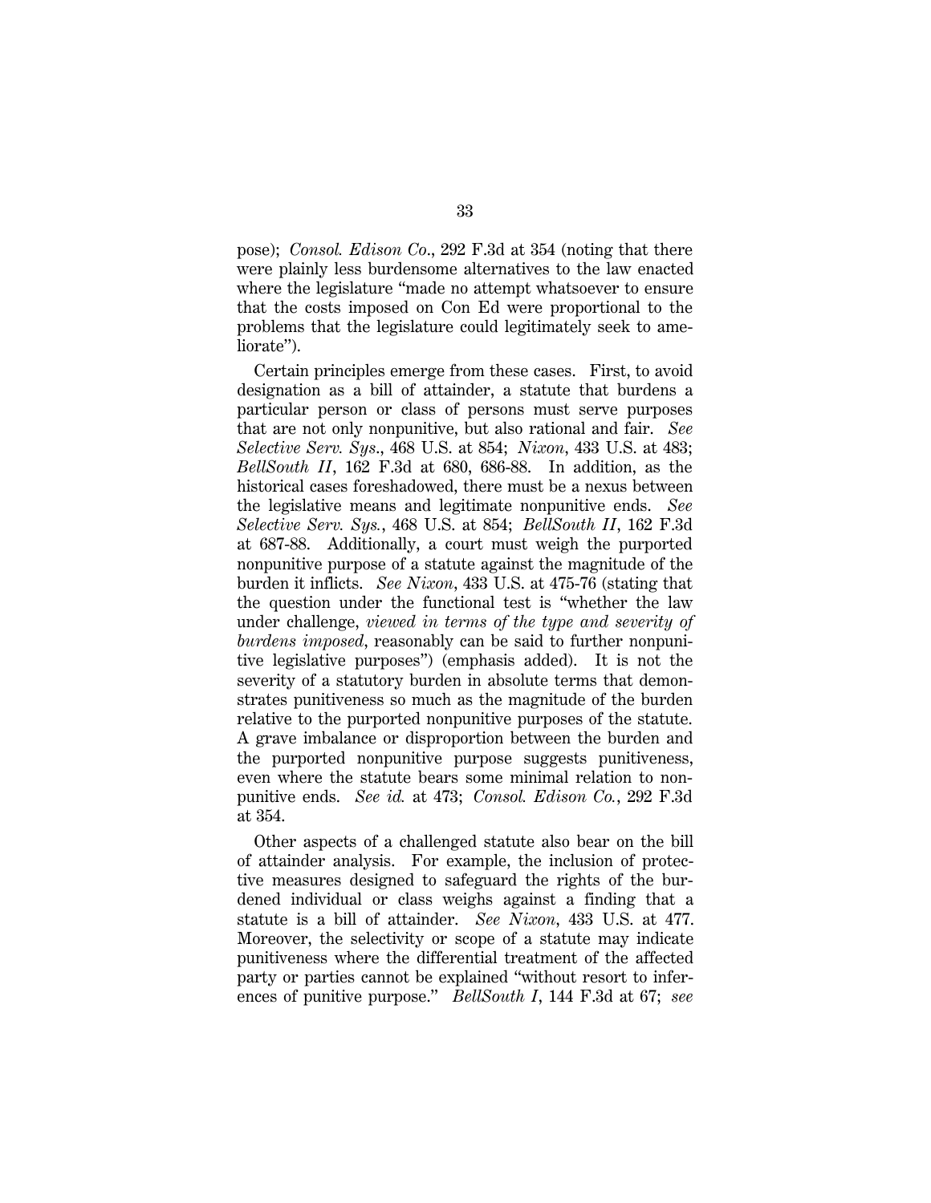pose); *Consol. Edison Co.*, 292 F.3d at 354 (noting that there were plainly less burdensome alternatives to the law enacted where the legislature "made no attempt whatsoever to ensure that the costs imposed on Con Ed were proportional to the problems that the legislature could legitimately seek to ameliorate").

Certain principles emerge from these cases. First, to avoid designation as a bill of attainder, a statute that burdens a particular person or class of persons must serve purposes that are not only nonpunitive, but also rational and fair. *See Selective Serv. Sys.*, 468 U.S. at 854; *Nixon*, 433 U.S. at 483; *BellSouth II*, 162 F.3d at 680, 686-88. In addition, as the historical cases foreshadowed, there must be a nexus between the legislative means and legitimate nonpunitive ends. *See Selective Serv. Sys.*, 468 U.S. at 854; *BellSouth II*, 162 F.3d at 687-88. Additionally, a court must weigh the purported nonpunitive purpose of a statute against the magnitude of the burden it inflicts. *See Nixon*, 433 U.S. at 475-76 (stating that the question under the functional test is "whether the law under challenge, *viewed in terms of the type and severity of burdens imposed*, reasonably can be said to further nonpunitive legislative purposes") (emphasis added). It is not the severity of a statutory burden in absolute terms that demonstrates punitiveness so much as the magnitude of the burden relative to the purported nonpunitive purposes of the statute. A grave imbalance or disproportion between the burden and the purported nonpunitive purpose suggests punitiveness, even where the statute bears some minimal relation to nonpunitive ends. *See id.* at 473; *Consol. Edison Co.*, 292 F.3d at 354.

Other aspects of a challenged statute also bear on the bill of attainder analysis. For example, the inclusion of protective measures designed to safeguard the rights of the burdened individual or class weighs against a finding that a statute is a bill of attainder. *See Nixon*, 433 U.S. at 477. Moreover, the selectivity or scope of a statute may indicate punitiveness where the differential treatment of the affected party or parties cannot be explained "without resort to inferences of punitive purpose." *BellSouth I*, 144 F.3d at 67; *see*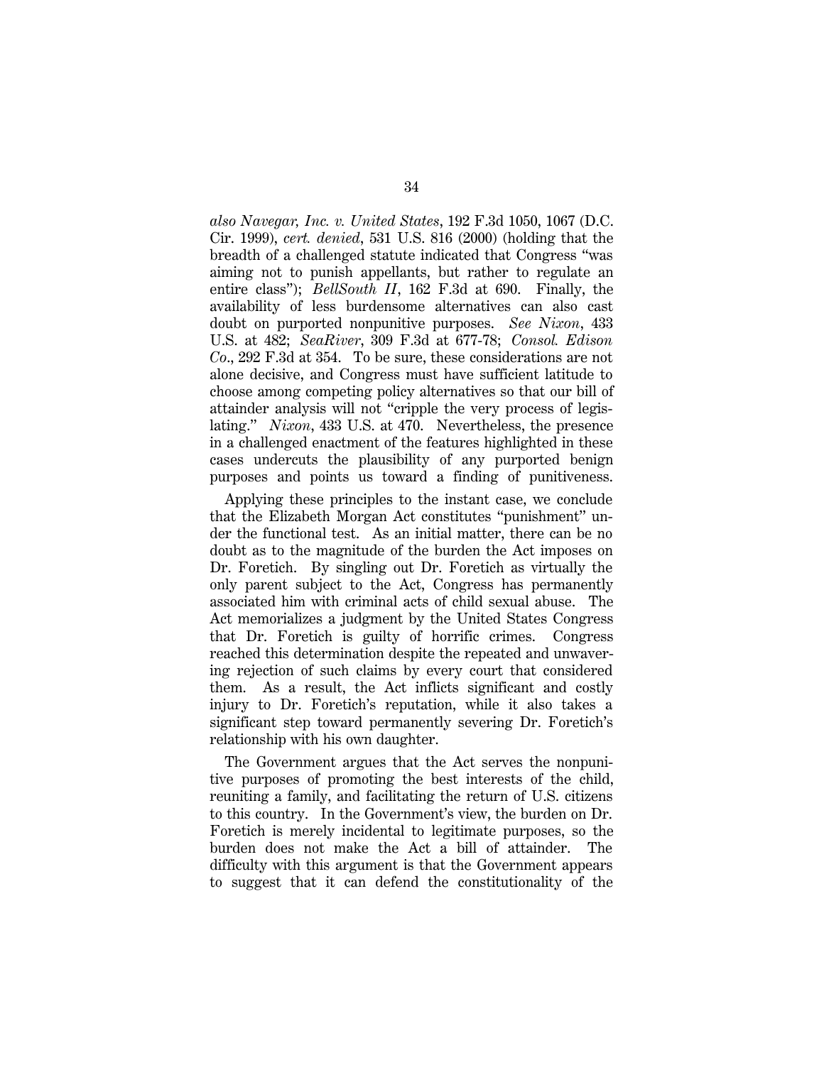*also Navegar, Inc. v. United States*, 192 F.3d 1050, 1067 (D.C. Cir. 1999), *cert. denied*, 531 U.S. 816 (2000) (holding that the breadth of a challenged statute indicated that Congress "was aiming not to punish appellants, but rather to regulate an entire class"); *BellSouth II*, 162 F.3d at 690. Finally, the availability of less burdensome alternatives can also cast doubt on purported nonpunitive purposes. *See Nixon*, 433 U.S. at 482; *SeaRiver*, 309 F.3d at 677-78; *Consol. Edison Co*., 292 F.3d at 354. To be sure, these considerations are not alone decisive, and Congress must have sufficient latitude to choose among competing policy alternatives so that our bill of attainder analysis will not "cripple the very process of legislating." *Nixon*, 433 U.S. at 470. Nevertheless, the presence in a challenged enactment of the features highlighted in these cases undercuts the plausibility of any purported benign purposes and points us toward a finding of punitiveness.

Applying these principles to the instant case, we conclude that the Elizabeth Morgan Act constitutes "punishment" under the functional test. As an initial matter, there can be no doubt as to the magnitude of the burden the Act imposes on Dr. Foretich. By singling out Dr. Foretich as virtually the only parent subject to the Act, Congress has permanently associated him with criminal acts of child sexual abuse. The Act memorializes a judgment by the United States Congress that Dr. Foretich is guilty of horrific crimes. Congress reached this determination despite the repeated and unwavering rejection of such claims by every court that considered them. As a result, the Act inflicts significant and costly injury to Dr. Foretich's reputation, while it also takes a significant step toward permanently severing Dr. Foretich's relationship with his own daughter.

The Government argues that the Act serves the nonpunitive purposes of promoting the best interests of the child, reuniting a family, and facilitating the return of U.S. citizens to this country. In the Government's view, the burden on Dr. Foretich is merely incidental to legitimate purposes, so the burden does not make the Act a bill of attainder. The difficulty with this argument is that the Government appears to suggest that it can defend the constitutionality of the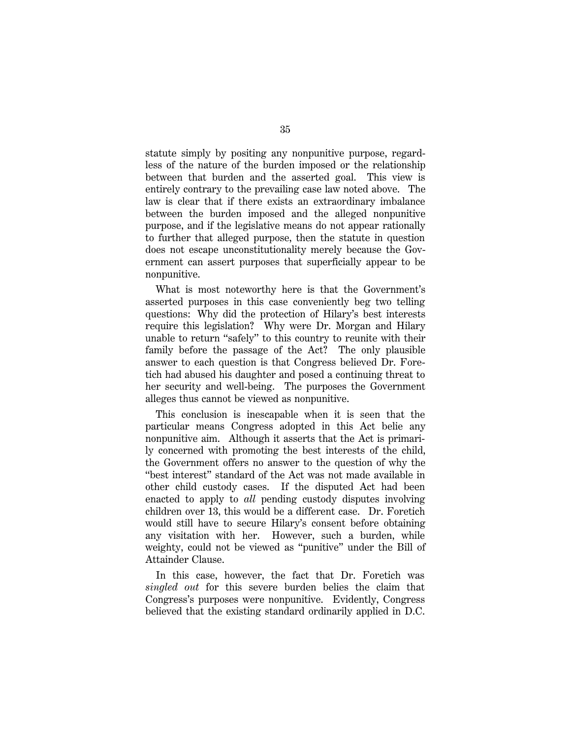statute simply by positing any nonpunitive purpose, regardless of the nature of the burden imposed or the relationship between that burden and the asserted goal. This view is entirely contrary to the prevailing case law noted above. The law is clear that if there exists an extraordinary imbalance between the burden imposed and the alleged nonpunitive purpose, and if the legislative means do not appear rationally to further that alleged purpose, then the statute in question does not escape unconstitutionality merely because the Government can assert purposes that superficially appear to be nonpunitive.

What is most noteworthy here is that the Government's asserted purposes in this case conveniently beg two telling questions: Why did the protection of Hilary's best interests require this legislation? Why were Dr. Morgan and Hilary unable to return "safely" to this country to reunite with their family before the passage of the Act? The only plausible answer to each question is that Congress believed Dr. Foretich had abused his daughter and posed a continuing threat to her security and well-being. The purposes the Government alleges thus cannot be viewed as nonpunitive.

This conclusion is inescapable when it is seen that the particular means Congress adopted in this Act belie any nonpunitive aim. Although it asserts that the Act is primarily concerned with promoting the best interests of the child, the Government offers no answer to the question of why the "best interest" standard of the Act was not made available in other child custody cases. If the disputed Act had been enacted to apply to *all* pending custody disputes involving children over 13, this would be a different case. Dr. Foretich would still have to secure Hilary's consent before obtaining any visitation with her. However, such a burden, while weighty, could not be viewed as "punitive" under the Bill of Attainder Clause.

In this case, however, the fact that Dr. Foretich was *singled out* for this severe burden belies the claim that Congress's purposes were nonpunitive. Evidently, Congress believed that the existing standard ordinarily applied in D.C.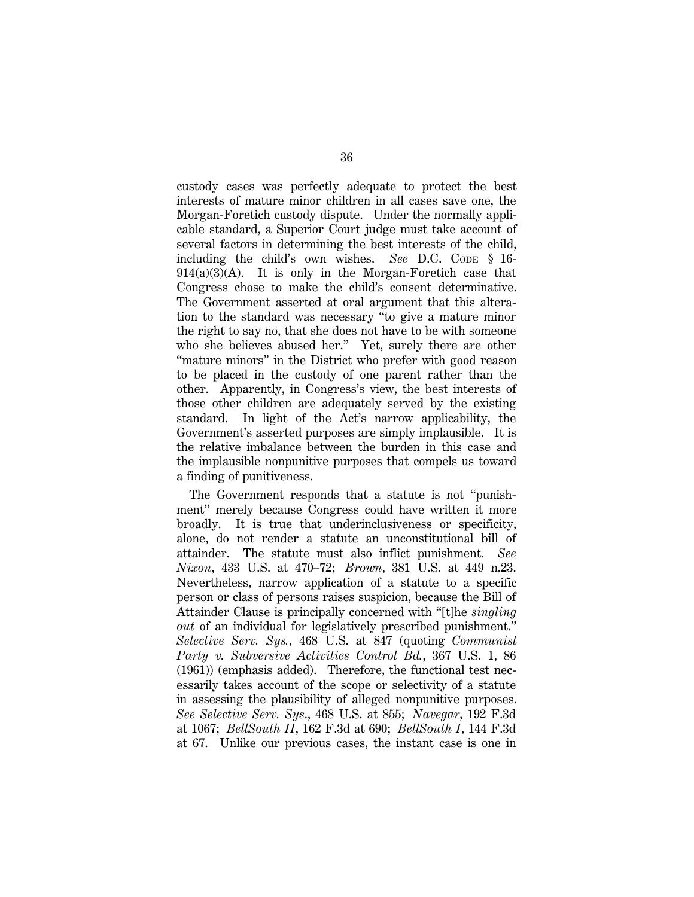custody cases was perfectly adequate to protect the best interests of mature minor children in all cases save one, the Morgan-Foretich custody dispute. Under the normally applicable standard, a Superior Court judge must take account of several factors in determining the best interests of the child, including the child's own wishes. *See* D.C. CODE § 16-914(a)(3)(A). It is only in the Morgan-Foretich case that Congress chose to make the child's consent determinative. The Government asserted at oral argument that this alteration to the standard was necessary "to give a mature minor the right to say no, that she does not have to be with someone who she believes abused her." Yet, surely there are other "mature minors" in the District who prefer with good reason to be placed in the custody of one parent rather than the other. Apparently, in Congress's view, the best interests of those other children are adequately served by the existing standard. In light of the Act's narrow applicability, the Government's asserted purposes are simply implausible. It is the relative imbalance between the burden in this case and the implausible nonpunitive purposes that compels us toward a finding of punitiveness.

The Government responds that a statute is not "punishment" merely because Congress could have written it more broadly. It is true that underinclusiveness or specificity, alone, do not render a statute an unconstitutional bill of attainder. The statute must also inflict punishment. *See Nixon*, 433 U.S. at 470–72; *Brown*, 381 U.S. at 449 n.23. Nevertheless, narrow application of a statute to a specific person or class of persons raises suspicion, because the Bill of Attainder Clause is principally concerned with "[t]he *singling out* of an individual for legislatively prescribed punishment." *Selective Serv. Sys.*, 468 U.S. at 847 (quoting *Communist Party v. Subversive Activities Control Bd.*, 367 U.S. 1, 86 (1961)) (emphasis added). Therefore, the functional test necessarily takes account of the scope or selectivity of a statute in assessing the plausibility of alleged nonpunitive purposes. *See Selective Serv. Sys.*, 468 U.S. at 855; *Navegar*, 192 F.3d at 1067; *BellSouth II*, 162 F.3d at 690; *BellSouth I*, 144 F.3d at 67. Unlike our previous cases, the instant case is one in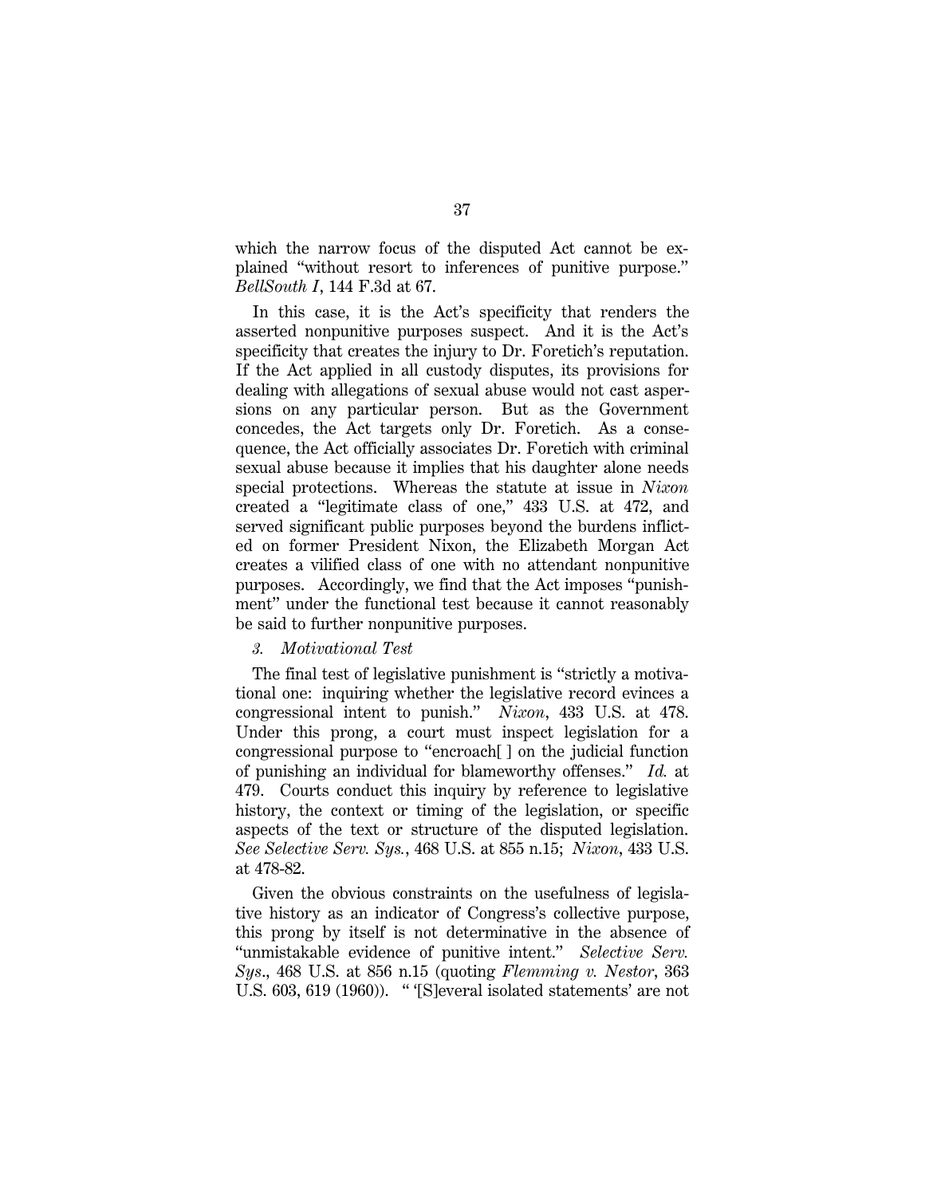which the narrow focus of the disputed Act cannot be explained "without resort to inferences of punitive purpose." *BellSouth I*, 144 F.3d at 67.

In this case, it is the Act's specificity that renders the asserted nonpunitive purposes suspect. And it is the Act's specificity that creates the injury to Dr. Foretich's reputation. If the Act applied in all custody disputes, its provisions for dealing with allegations of sexual abuse would not cast aspersions on any particular person. But as the Government concedes, the Act targets only Dr. Foretich. As a consequence, the Act officially associates Dr. Foretich with criminal sexual abuse because it implies that his daughter alone needs special protections. Whereas the statute at issue in *Nixon* created a "legitimate class of one," 433 U.S. at 472, and served significant public purposes beyond the burdens inflicted on former President Nixon, the Elizabeth Morgan Act creates a vilified class of one with no attendant nonpunitive purposes. Accordingly, we find that the Act imposes "punishment" under the functional test because it cannot reasonably be said to further nonpunitive purposes.

*3. Motivational Test*

The final test of legislative punishment is "strictly a motivational one: inquiring whether the legislative record evinces a congressional intent to punish." *Nixon*, 433 U.S. at 478. Under this prong, a court must inspect legislation for a congressional purpose to "encroach[ ] on the judicial function of punishing an individual for blameworthy offenses." *Id.* at 479. Courts conduct this inquiry by reference to legislative history, the context or timing of the legislation, or specific aspects of the text or structure of the disputed legislation. *See Selective Serv. Sys.*, 468 U.S. at 855 n.15; *Nixon*, 433 U.S. at 478-82.

Given the obvious constraints on the usefulness of legislative history as an indicator of Congress's collective purpose, this prong by itself is not determinative in the absence of "unmistakable evidence of punitive intent." *Selective Serv. Sys.*, 468 U.S. at 856 n.15 (quoting *Flemming v. Nestor*, 363 U.S. 603, 619 (1960)). " '[S]everal isolated statements' are not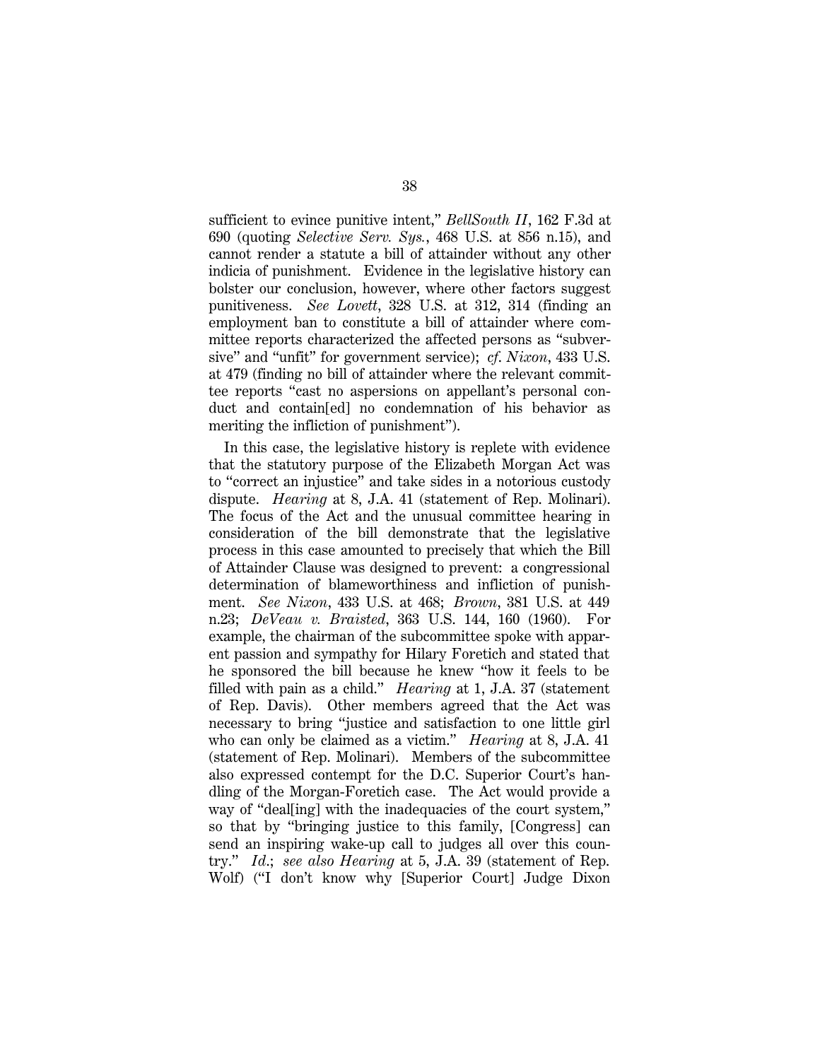sufficient to evince punitive intent," *BellSouth II*, 162 F.3d at 690 (quoting *Selective Serv. Sys.*, 468 U.S. at 856 n.15), and cannot render a statute a bill of attainder without any other indicia of punishment. Evidence in the legislative history can bolster our conclusion, however, where other factors suggest punitiveness. *See Lovett*, 328 U.S. at 312, 314 (finding an employment ban to constitute a bill of attainder where committee reports characterized the affected persons as "subversive" and "unfit" for government service); *cf. Nixon*, 433 U.S. at 479 (finding no bill of attainder where the relevant committee reports "cast no aspersions on appellant's personal conduct and contain[ed] no condemnation of his behavior as meriting the infliction of punishment").

In this case, the legislative history is replete with evidence that the statutory purpose of the Elizabeth Morgan Act was to "correct an injustice" and take sides in a notorious custody dispute. *Hearing* at 8, J.A. 41 (statement of Rep. Molinari). The focus of the Act and the unusual committee hearing in consideration of the bill demonstrate that the legislative process in this case amounted to precisely that which the Bill of Attainder Clause was designed to prevent: a congressional determination of blameworthiness and infliction of punishment. *See Nixon*, 433 U.S. at 468; *Brown*, 381 U.S. at 449 n.23; *DeVeau v. Braisted*, 363 U.S. 144, 160 (1960). For example, the chairman of the subcommittee spoke with apparent passion and sympathy for Hilary Foretich and stated that he sponsored the bill because he knew "how it feels to be filled with pain as a child." *Hearing* at 1, J.A. 37 (statement of Rep. Davis). Other members agreed that the Act was necessary to bring "justice and satisfaction to one little girl who can only be claimed as a victim." *Hearing* at 8, J.A. 41 (statement of Rep. Molinari). Members of the subcommittee also expressed contempt for the D.C. Superior Court's handling of the Morgan-Foretich case. The Act would provide a way of "deal[ing] with the inadequacies of the court system," so that by "bringing justice to this family, [Congress] can send an inspiring wake-up call to judges all over this country." *Id.*; *see also Hearing* at 5, J.A. 39 (statement of Rep. Wolf) ("I don't know why [Superior Court] Judge Dixon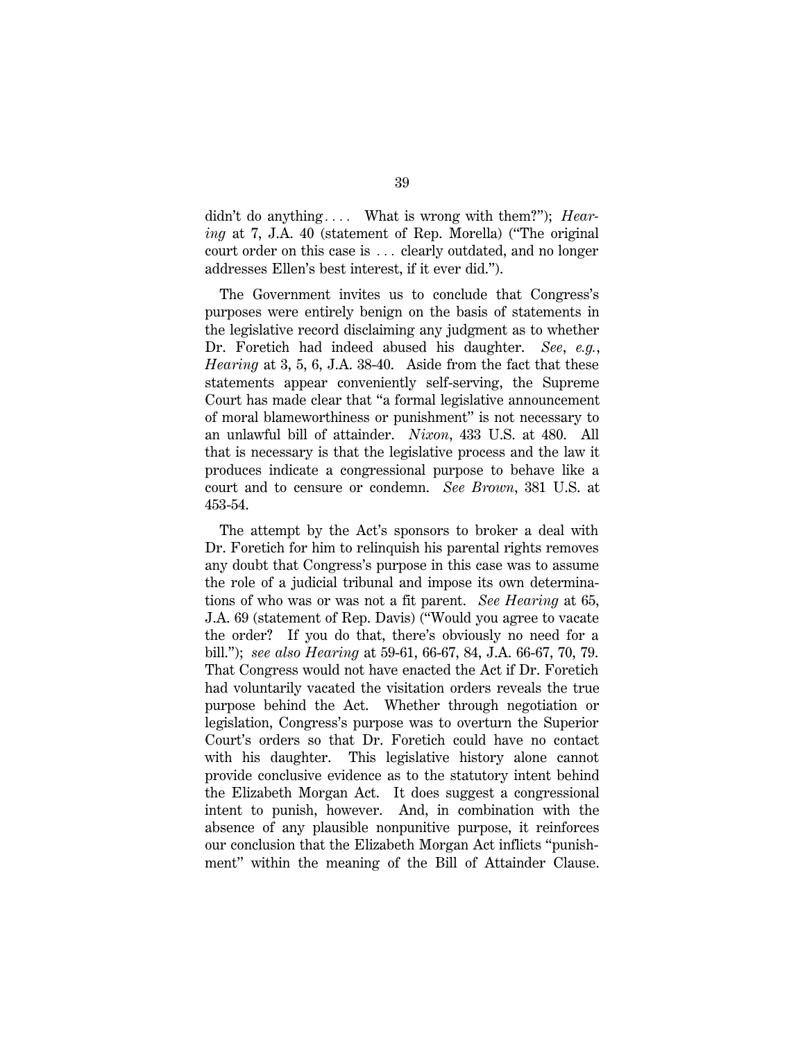didn't do anything.... What is wrong with them?"); *Hearing* at 7, J.A. 40 (statement of Rep. Morella) ("The original court order on this case is ... clearly outdated, and no longer addresses Ellen's best interest, if it ever did.").

The Government invites us to conclude that Congress's purposes were entirely benign on the basis of statements in the legislative record disclaiming any judgment as to whether Dr. Foretich had indeed abused his daughter. *See*, *e.g.*, *Hearing* at 3, 5, 6, J.A. 38-40. Aside from the fact that these statements appear conveniently self-serving, the Supreme Court has made clear that "a formal legislative announcement of moral blameworthiness or punishment" is not necessary to an unlawful bill of attainder. *Nixon*, 433 U.S. at 480. All that is necessary is that the legislative process and the law it produces indicate a congressional purpose to behave like a court and to censure or condemn. *See Brown*, 381 U.S. at 453-54.

The attempt by the Act's sponsors to broker a deal with Dr. Foretich for him to relinquish his parental rights removes any doubt that Congress's purpose in this case was to assume the role of a judicial tribunal and impose its own determinations of who was or was not a fit parent. *See Hearing* at 65, J.A. 69 (statement of Rep. Davis) ("Would you agree to vacate the order? If you do that, there's obviously no need for a bill."); *see also Hearing* at 59-61, 66-67, 84, J.A. 66-67, 70, 79. That Congress would not have enacted the Act if Dr. Foretich had voluntarily vacated the visitation orders reveals the true purpose behind the Act. Whether through negotiation or legislation, Congress's purpose was to overturn the Superior Court's orders so that Dr. Foretich could have no contact with his daughter. This legislative history alone cannot provide conclusive evidence as to the statutory intent behind the Elizabeth Morgan Act. It does suggest a congressional intent to punish, however. And, in combination with the absence of any plausible nonpunitive purpose, it reinforces our conclusion that the Elizabeth Morgan Act inflicts "punishment" within the meaning of the Bill of Attainder Clause.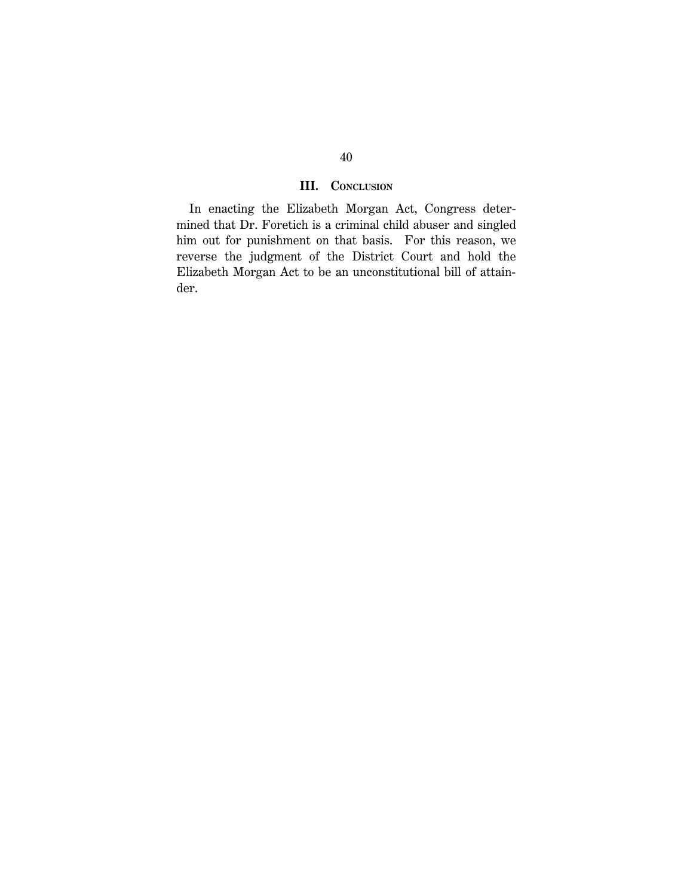## III. Conclusion

In enacting the Elizabeth Morgan Act, Congress determined that Dr. Foretich is a criminal child abuser and singled him out for punishment on that basis. For this reason, we reverse the judgment of the District Court and hold the Elizabeth Morgan Act to be an unconstitutional bill of attainder.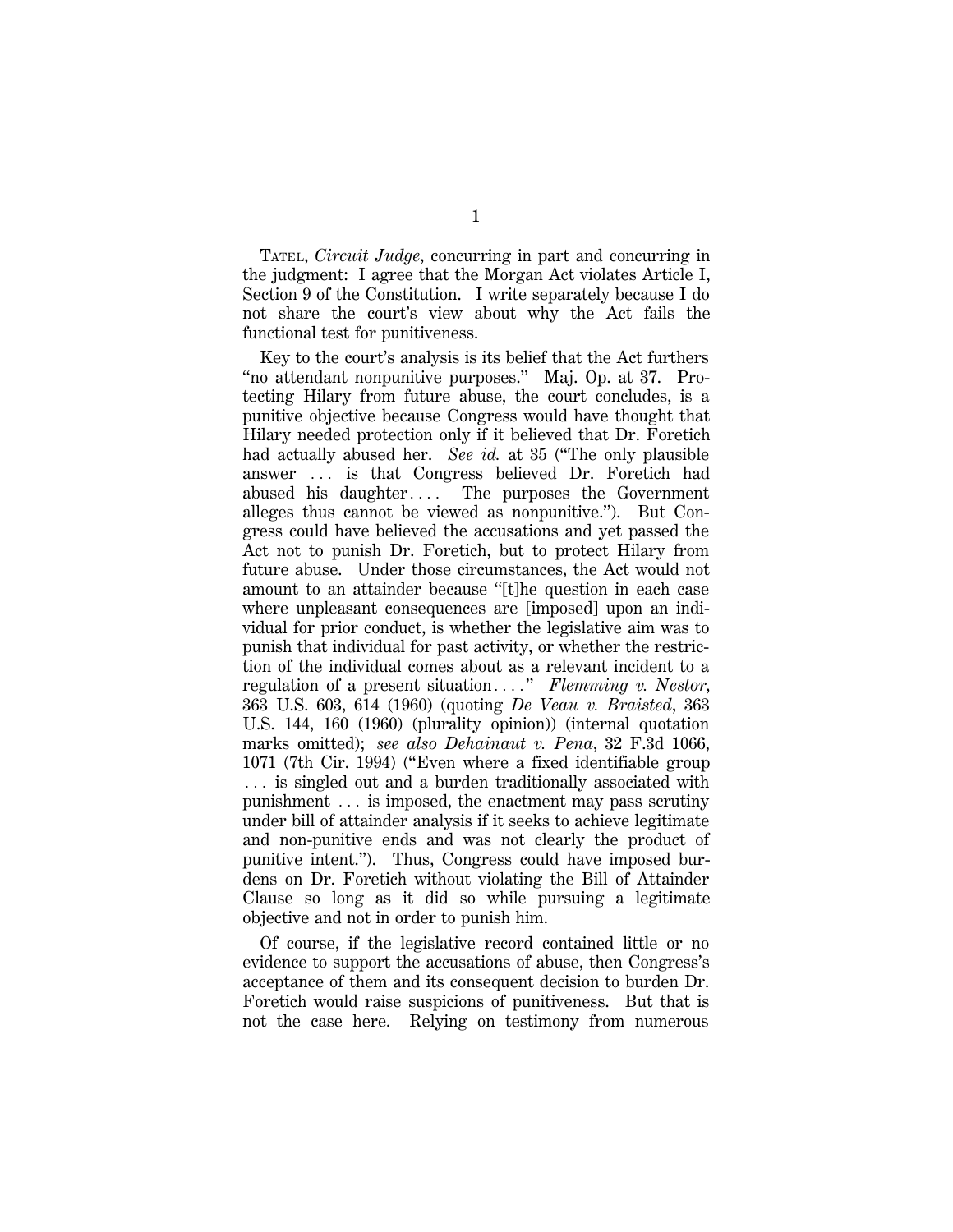TATEL, *Circuit Judge*, concurring in part and concurring in the judgment: I agree that the Morgan Act violates Article I, Section 9 of the Constitution. I write separately because I do not share the court's view about why the Act fails the functional test for punitiveness.

Key to the court's analysis is its belief that the Act furthers "no attendant nonpunitive purposes." Maj. Op. at 37. Protecting Hilary from future abuse, the court concludes, is a punitive objective because Congress would have thought that Hilary needed protection only if it believed that Dr. Foretich had actually abused her. *See id.* at 35 ("The only plausible answer . . . is that Congress believed Dr. Foretich had abused his daughter. . . . The purposes the Government alleges thus cannot be viewed as nonpunitive."). But Congress could have believed the accusations and yet passed the Act not to punish Dr. Foretich, but to protect Hilary from future abuse. Under those circumstances, the Act would not amount to an attainder because "[t]he question in each case where unpleasant consequences are [imposed] upon an individual for prior conduct, is whether the legislative aim was to punish that individual for past activity, or whether the restriction of the individual comes about as a relevant incident to a regulation of a present situation. . . ." *Flemming v. Nestor*, 363 U.S. 603, 614 (1960) (quoting *De Veau v. Braisted*, 363 U.S. 144, 160 (1960) (plurality opinion)) (internal quotation marks omitted); *see also Dehainaut v. Pena*, 32 F.3d 1066, 1071 (7th Cir. 1994) ("Even where a fixed identifiable group . . . is singled out and a burden traditionally associated with punishment . . . is imposed, the enactment may pass scrutiny under bill of attainder analysis if it seeks to achieve legitimate and non-punitive ends and was not clearly the product of punitive intent."). Thus, Congress could have imposed burdens on Dr. Foretich without violating the Bill of Attainder Clause so long as it did so while pursuing a legitimate objective and not in order to punish him.

Of course, if the legislative record contained little or no evidence to support the accusations of abuse, then Congress's acceptance of them and its consequent decision to burden Dr. Foretich would raise suspicions of punitiveness. But that is not the case here. Relying on testimony from numerous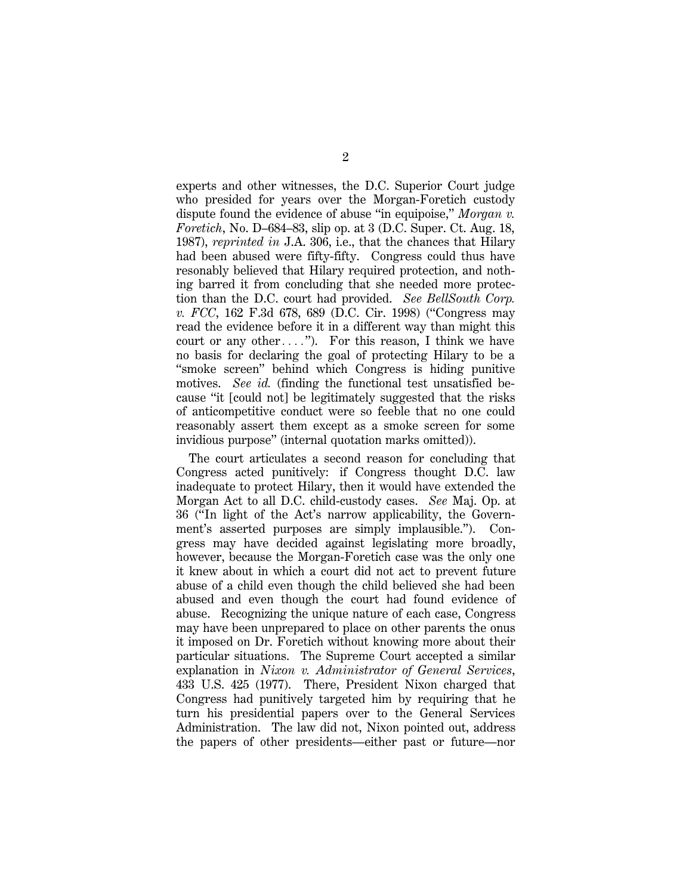experts and other witnesses, the D.C. Superior Court judge who presided for years over the Morgan-Foretich custody dispute found the evidence of abuse "in equipoise," *Morgan v. Foretich*, No. D–684–83, slip op. at 3 (D.C. Super. Ct. Aug. 18, 1987), *reprinted in* J.A. 306, i.e., that the chances that Hilary had been abused were fifty-fifty. Congress could thus have resonably believed that Hilary required protection, and nothing barred it from concluding that she needed more protection than the D.C. court had provided. *See BellSouth Corp. v. FCC*, 162 F.3d 678, 689 (D.C. Cir. 1998) ("Congress may read the evidence before it in a different way than might this court or any other . . . ."). For this reason, I think we have no basis for declaring the goal of protecting Hilary to be a "smoke screen" behind which Congress is hiding punitive motives. *See id.* (finding the functional test unsatisfied because "it [could not] be legitimately suggested that the risks of anticompetitive conduct were so feeble that no one could reasonably assert them except as a smoke screen for some invidious purpose" (internal quotation marks omitted)).

The court articulates a second reason for concluding that Congress acted punitively: if Congress thought D.C. law inadequate to protect Hilary, then it would have extended the Morgan Act to all D.C. child-custody cases. *See* Maj. Op. at 36 ("In light of the Act's narrow applicability, the Government's asserted purposes are simply implausible."). Congress may have decided against legislating more broadly, however, because the Morgan-Foretich case was the only one it knew about in which a court did not act to prevent future abuse of a child even though the child believed she had been abused and even though the court had found evidence of abuse. Recognizing the unique nature of each case, Congress may have been unprepared to place on other parents the onus it imposed on Dr. Foretich without knowing more about their particular situations. The Supreme Court accepted a similar explanation in *Nixon v. Administrator of General Services*, 433 U.S. 425 (1977). There, President Nixon charged that Congress had punitively targeted him by requiring that he turn his presidential papers over to the General Services Administration. The law did not, Nixon pointed out, address the papers of other presidents—either past or future—nor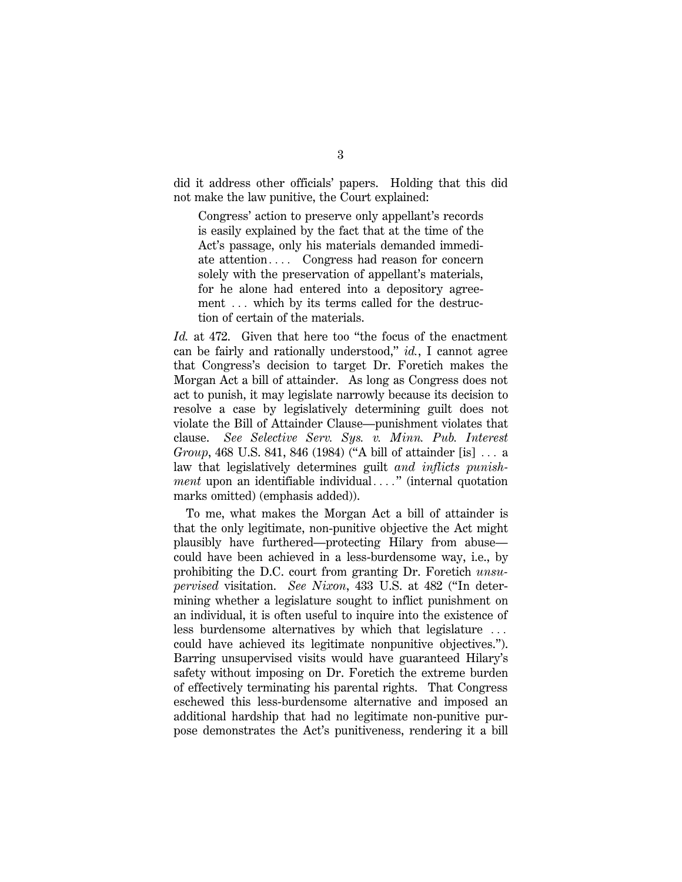did it address other officials' papers. Holding that this did not make the law punitive, the Court explained:

> Congress' action to preserve only appellant's records is easily explained by the fact that at the time of the Act's passage, only his materials demanded immediate attention. . . . Congress had reason for concern solely with the preservation of appellant's materials, for he alone had entered into a depository agreement . . . which by its terms called for the destruction of certain of the materials.

*Id.* at 472. Given that here too "the focus of the enactment can be fairly and rationally understood," *id.*, I cannot agree that Congress's decision to target Dr. Foretich makes the Morgan Act a bill of attainder. As long as Congress does not act to punish, it may legislate narrowly because its decision to resolve a case by legislatively determining guilt does not violate the Bill of Attainder Clause—punishment violates that clause. *See Selective Serv. Sys. v. Minn. Pub. Interest Group*, 468 U.S. 841, 846 (1984) ("A bill of attainder [is] . . . a law that legislatively determines guilt *and inflicts punishment* upon an identifiable individual . . . ." (internal quotation marks omitted) (emphasis added)).

To me, what makes the Morgan Act a bill of attainder is that the only legitimate, non-punitive objective the Act might plausibly have furthered—protecting Hilary from abuse—could have been achieved in a less-burdensome way, i.e., by prohibiting the D.C. court from granting Dr. Foretich *unsupervised* visitation. *See Nixon*, 433 U.S. at 482 ("In determining whether a legislature sought to inflict punishment on an individual, it is often useful to inquire into the existence of less burdensome alternatives by which that legislature . . . could have achieved its legitimate nonpunitive objectives."). Barring unsupervised visits would have guaranteed Hilary's safety without imposing on Dr. Foretich the extreme burden of effectively terminating his parental rights. That Congress eschewed this less-burdensome alternative and imposed an additional hardship that had no legitimate non-punitive purpose demonstrates the Act's punitiveness, rendering it a bill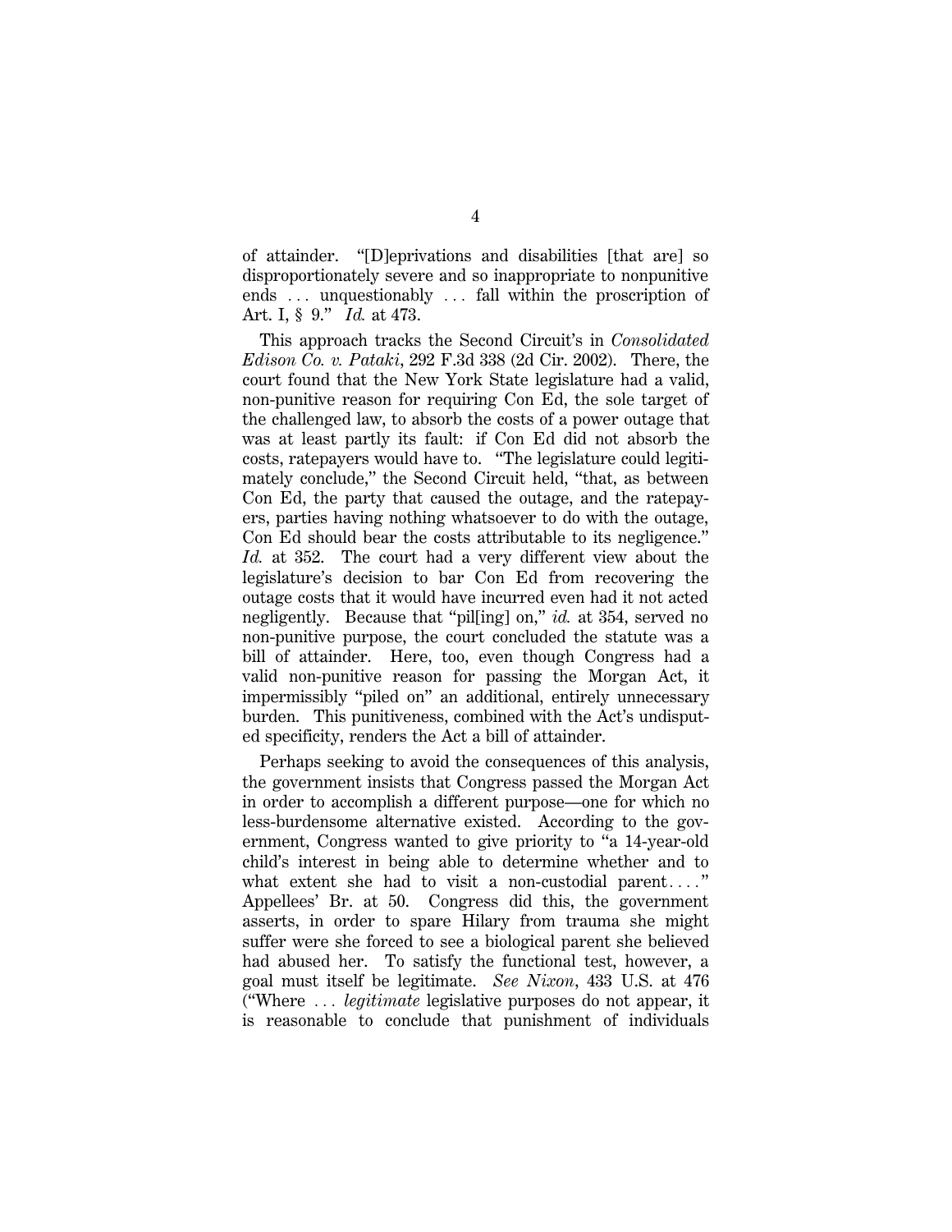of attainder. "[D]eprivations and disabilities [that are] so disproportionately severe and so inappropriate to nonpunitive ends . . . unquestionably . . . fall within the proscription of Art. I, § 9." *Id.* at 473.

This approach tracks the Second Circuit's in *Consolidated Edison Co. v. Pataki*, 292 F.3d 338 (2d Cir. 2002). There, the court found that the New York State legislature had a valid, non-punitive reason for requiring Con Ed, the sole target of the challenged law, to absorb the costs of a power outage that was at least partly its fault: if Con Ed did not absorb the costs, ratepayers would have to. "The legislature could legitimately conclude," the Second Circuit held, "that, as between Con Ed, the party that caused the outage, and the ratepayers, parties having nothing whatsoever to do with the outage, Con Ed should bear the costs attributable to its negligence." *Id.* at 352. The court had a very different view about the legislature's decision to bar Con Ed from recovering the outage costs that it would have incurred even had it not acted negligently. Because that "pil[ing] on," *id.* at 354, served no non-punitive purpose, the court concluded the statute was a bill of attainder. Here, too, even though Congress had a valid non-punitive reason for passing the Morgan Act, it impermissibly "piled on" an additional, entirely unnecessary burden. This punitiveness, combined with the Act's undisputed specificity, renders the Act a bill of attainder.

Perhaps seeking to avoid the consequences of this analysis, the government insists that Congress passed the Morgan Act in order to accomplish a different purpose—one for which no less-burdensome alternative existed. According to the government, Congress wanted to give priority to "a 14-year-old child's interest in being able to determine whether and to what extent she had to visit a non-custodial parent. . . ." Appellees' Br. at 50. Congress did this, the government asserts, in order to spare Hilary from trauma she might suffer were she forced to see a biological parent she believed had abused her. To satisfy the functional test, however, a goal must itself be legitimate. *See Nixon*, 433 U.S. at 476 ("Where . . . *legitimate* legislative purposes do not appear, it is reasonable to conclude that punishment of individuals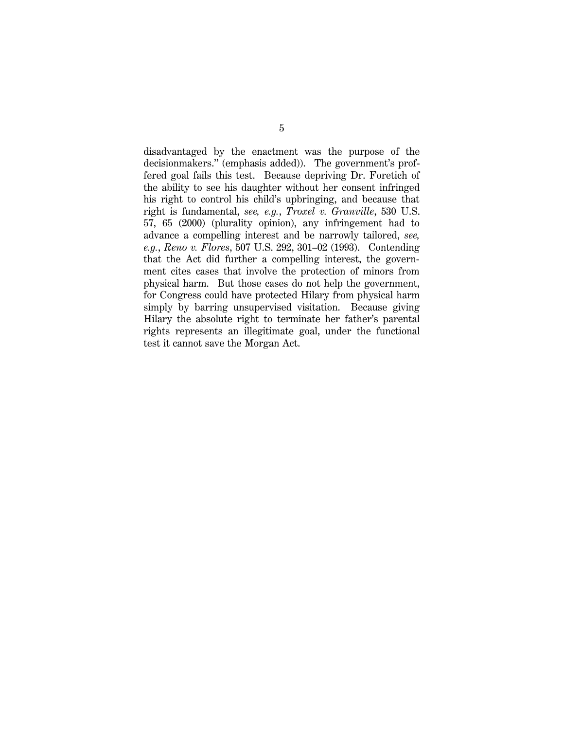disadvantaged by the enactment was the purpose of the decisionmakers." (emphasis added)). The government's proffered goal fails this test. Because depriving Dr. Foretich of the ability to see his daughter without her consent infringed his right to control his child's upbringing, and because that right is fundamental, *see, e.g.*, *Troxel v. Granville*, 530 U.S. 57, 65 (2000) (plurality opinion), any infringement had to advance a compelling interest and be narrowly tailored, *see, e.g.*, *Reno v. Flores*, 507 U.S. 292, 301–02 (1993). Contending that the Act did further a compelling interest, the government cites cases that involve the protection of minors from physical harm. But those cases do not help the government, for Congress could have protected Hilary from physical harm simply by barring unsupervised visitation. Because giving Hilary the absolute right to terminate her father's parental rights represents an illegitimate goal, under the functional test it cannot save the Morgan Act.